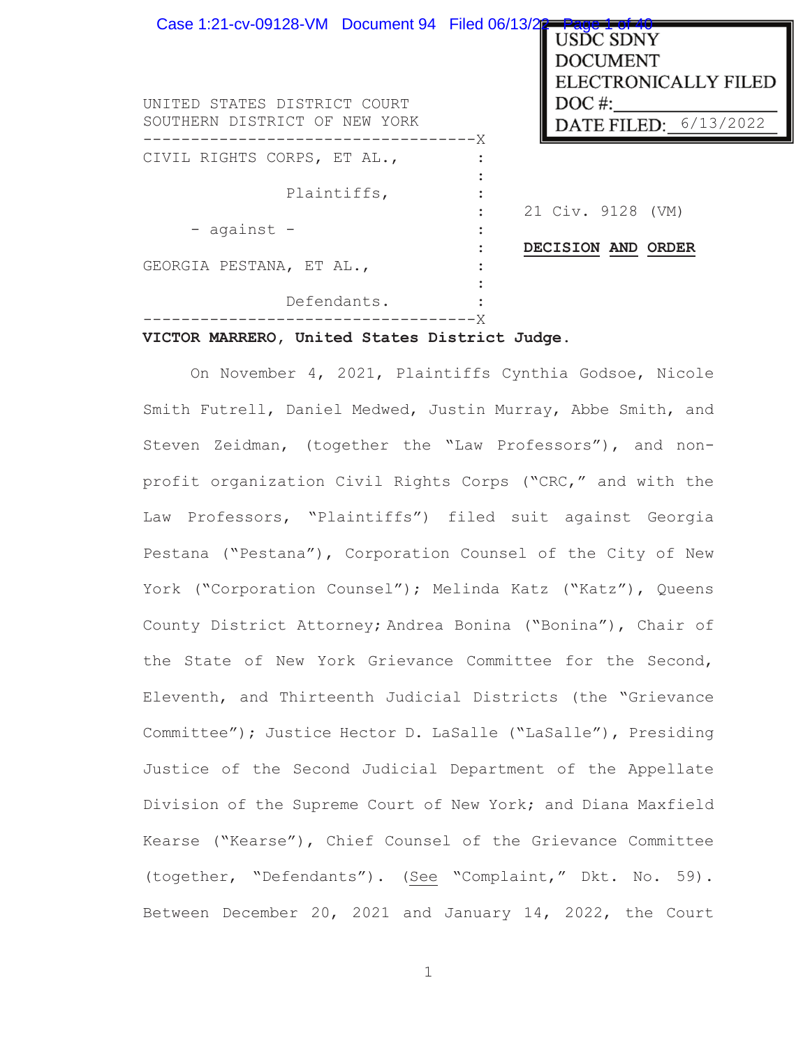USDC SDNY
DOCUMENT
ELECTRONICALLY FILED
DOC #:
DATE FILED: 6/13/2022

UNITED STATES DISTRICT COURT
SOUTHERN DISTRICT OF NEW YORK

CIVIL RIGHTS CORPS, ET AL.,

Plaintiffs,

- against -

GEORGIA PESTANA, ET AL.,

Defendants.

21 Civ. 9128 (VM)

**DECISION AND ORDER**

**VICTOR MARRERO, United States District Judge.**

On November 4, 2021, Plaintiffs Cynthia Godsoe, Nicole Smith Futrell, Daniel Medwed, Justin Murray, Abbe Smith, and Steven Zeidman, (together the "Law Professors"), and non-profit organization Civil Rights Corps ("CRC," and with the Law Professors, "Plaintiffs") filed suit against Georgia Pestana ("Pestana"), Corporation Counsel of the City of New York ("Corporation Counsel"); Melinda Katz ("Katz"), Queens County District Attorney; Andrea Bonina ("Bonina"), Chair of the State of New York Grievance Committee for the Second, Eleventh, and Thirteenth Judicial Districts (the "Grievance Committee"); Justice Hector D. LaSalle ("LaSalle"), Presiding Justice of the Second Judicial Department of the Appellate Division of the Supreme Court of New York; and Diana Maxfield Kearse ("Kearse"), Chief Counsel of the Grievance Committee (together, "Defendants"). (See "Complaint," Dkt. No. 59). Between December 20, 2021 and January 14, 2022, the Court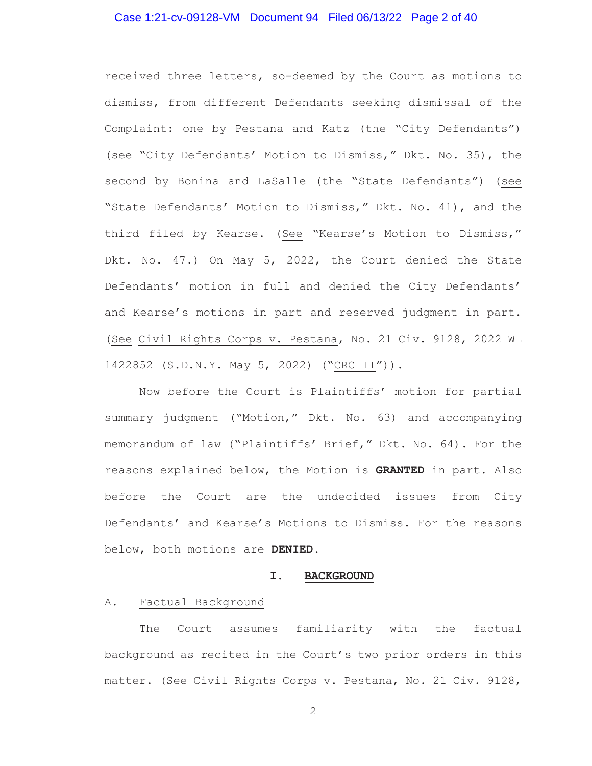received three letters, so-deemed by the Court as motions to dismiss, from different Defendants seeking dismissal of the Complaint: one by Pestana and Katz (the "City Defendants") (see "City Defendants' Motion to Dismiss," Dkt. No. 35), the second by Bonina and LaSalle (the "State Defendants") (see "State Defendants' Motion to Dismiss," Dkt. No. 41), and the third filed by Kearse. (See "Kearse's Motion to Dismiss," Dkt. No. 47.) On May 5, 2022, the Court denied the State Defendants' motion in full and denied the City Defendants' and Kearse's motions in part and reserved judgment in part. (See Civil Rights Corps v. Pestana, No. 21 Civ. 9128, 2022 WL 1422852 (S.D.N.Y. May 5, 2022) ("CRC II")).

Now before the Court is Plaintiffs' motion for partial summary judgment ("Motion," Dkt. No. 63) and accompanying memorandum of law ("Plaintiffs' Brief," Dkt. No. 64). For the reasons explained below, the Motion is **GRANTED** in part. Also before the Court are the undecided issues from City Defendants' and Kearse's Motions to Dismiss. For the reasons below, both motions are **DENIED.**

## I. BACKGROUND

### A. Factual Background

The Court assumes familiarity with the factual background as recited in the Court's two prior orders in this matter. (See Civil Rights Corps v. Pestana, No. 21 Civ. 9128,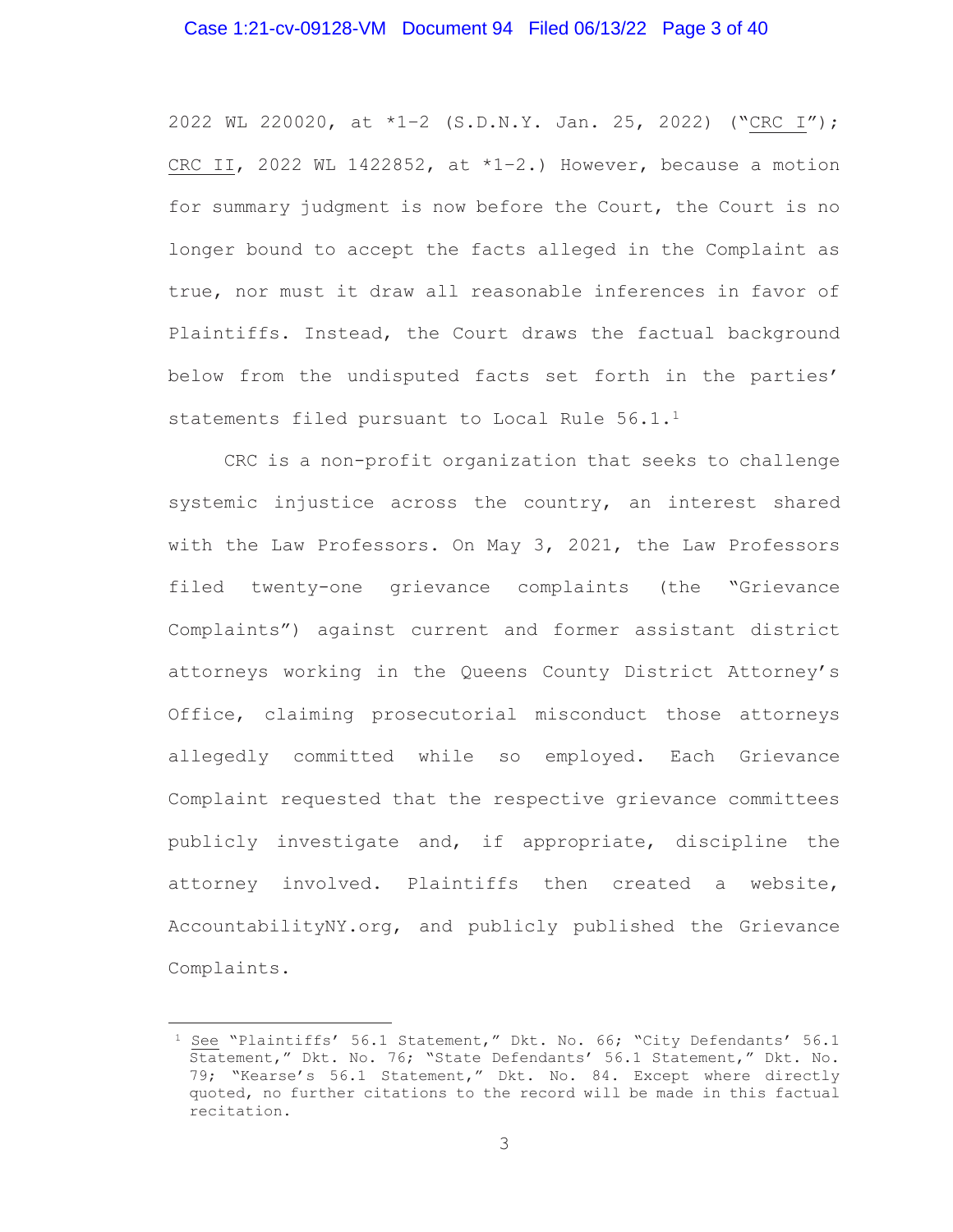2022 WL 220020, at *1-2 (S.D.N.Y. Jan. 25, 2022) ("CRC I"); CRC II, 2022 WL 1422852, at *1-2.) However, because a motion for summary judgment is now before the Court, the Court is no longer bound to accept the facts alleged in the Complaint as true, nor must it draw all reasonable inferences in favor of Plaintiffs. Instead, the Court draws the factual background below from the undisputed facts set forth in the parties' statements filed pursuant to Local Rule 56.1.[1]

CRC is a non-profit organization that seeks to challenge systemic injustice across the country, an interest shared with the Law Professors. On May 3, 2021, the Law Professors filed twenty-one grievance complaints (the "Grievance Complaints") against current and former assistant district attorneys working in the Queens County District Attorney's Office, claiming prosecutorial misconduct those attorneys allegedly committed while so employed. Each Grievance Complaint requested that the respective grievance committees publicly investigate and, if appropriate, discipline the attorney involved. Plaintiffs then created a website, AccountabilityNY.org, and publicly published the Grievance Complaints.

[1] See "Plaintiffs' 56.1 Statement," Dkt. No. 66; "City Defendants' 56.1 Statement," Dkt. No. 76; "State Defendants' 56.1 Statement," Dkt. No. 79; "Kearse's 56.1 Statement," Dkt. No. 84. Except where directly quoted, no further citations to the record will be made in this factual recitation.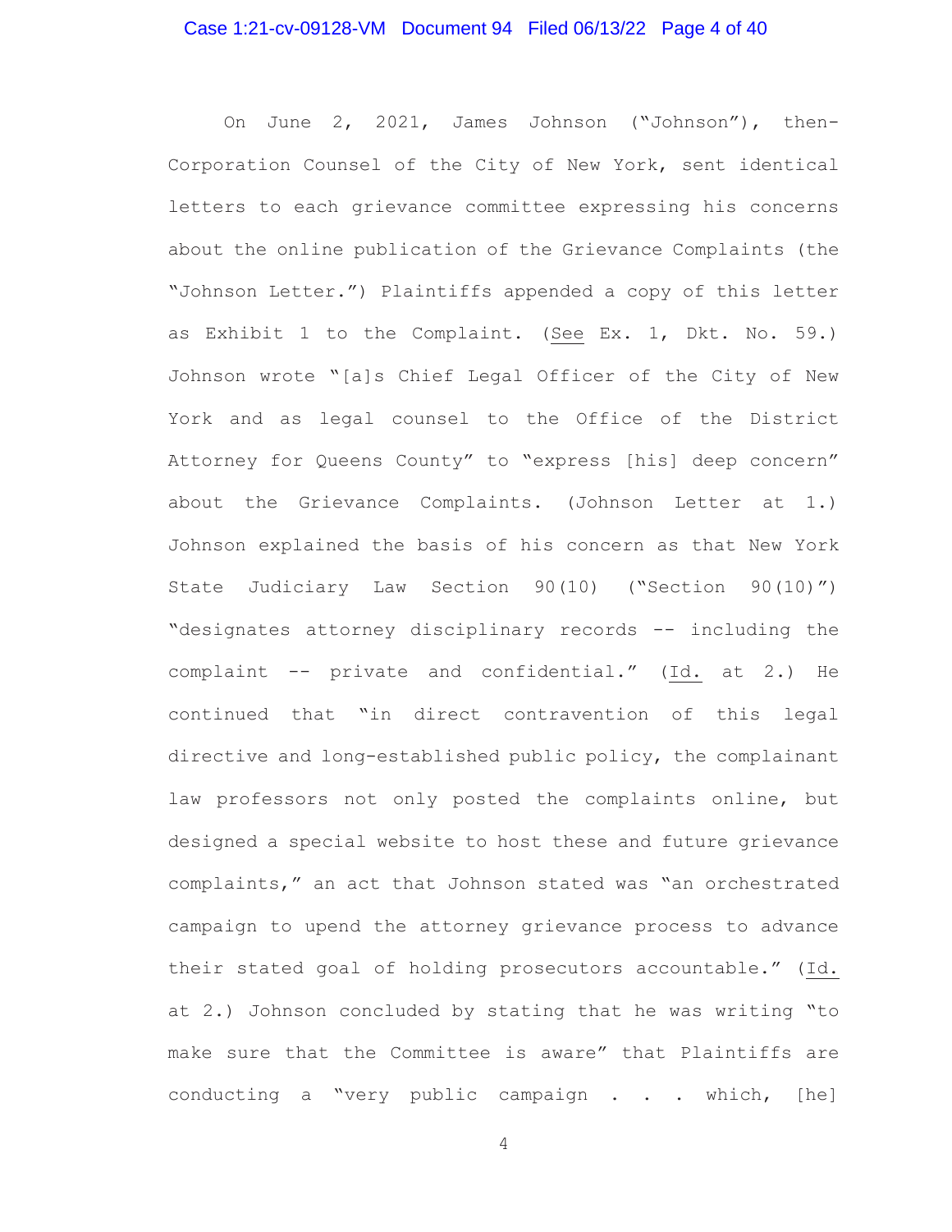On June 2, 2021, James Johnson ("Johnson"), then-Corporation Counsel of the City of New York, sent identical letters to each grievance committee expressing his concerns about the online publication of the Grievance Complaints (the "Johnson Letter.") Plaintiffs appended a copy of this letter as Exhibit 1 to the Complaint. (See Ex. 1, Dkt. No. 59.) Johnson wrote "[a]s Chief Legal Officer of the City of New York and as legal counsel to the Office of the District Attorney for Queens County" to "express [his] deep concern" about the Grievance Complaints. (Johnson Letter at 1.) Johnson explained the basis of his concern as that New York State Judiciary Law Section 90(10) ("Section 90(10)") "designates attorney disciplinary records -- including the complaint -- private and confidential." (Id. at 2.) He continued that "in direct contravention of this legal directive and long-established public policy, the complainant law professors not only posted the complaints online, but designed a special website to host these and future grievance complaints," an act that Johnson stated was "an orchestrated campaign to upend the attorney grievance process to advance their stated goal of holding prosecutors accountable." (Id. at 2.) Johnson concluded by stating that he was writing "to make sure that the Committee is aware" that Plaintiffs are conducting a "very public campaign . . . which, [he]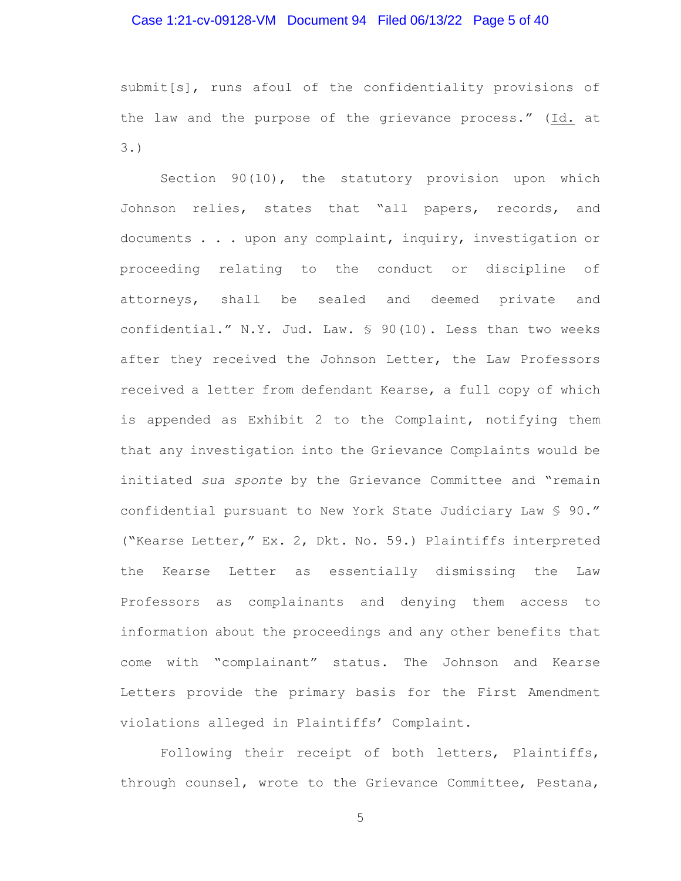submit[s], runs afoul of the confidentiality provisions of the law and the purpose of the grievance process." (Id. at 3.)

Section 90(10), the statutory provision upon which Johnson relies, states that "all papers, records, and documents . . . upon any complaint, inquiry, investigation or proceeding relating to the conduct or discipline of attorneys, shall be sealed and deemed private and confidential." N.Y. Jud. Law. § 90(10). Less than two weeks after they received the Johnson Letter, the Law Professors received a letter from defendant Kearse, a full copy of which is appended as Exhibit 2 to the Complaint, notifying them that any investigation into the Grievance Complaints would be initiated *sua sponte* by the Grievance Committee and "remain confidential pursuant to New York State Judiciary Law § 90." ("Kearse Letter," Ex. 2, Dkt. No. 59.) Plaintiffs interpreted the Kearse Letter as essentially dismissing the Law Professors as complainants and denying them access to information about the proceedings and any other benefits that come with "complainant" status. The Johnson and Kearse Letters provide the primary basis for the First Amendment violations alleged in Plaintiffs' Complaint.

Following their receipt of both letters, Plaintiffs, through counsel, wrote to the Grievance Committee, Pestana,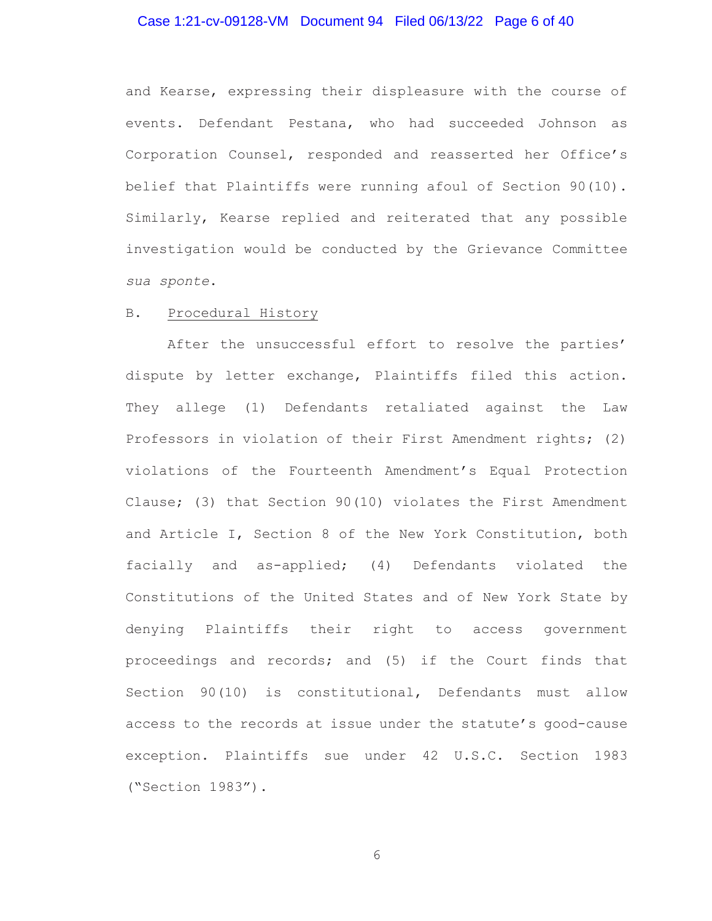and Kearse, expressing their displeasure with the course of events. Defendant Pestana, who had succeeded Johnson as Corporation Counsel, responded and reasserted her Office's belief that Plaintiffs were running afoul of Section 90(10). Similarly, Kearse replied and reiterated that any possible investigation would be conducted by the Grievance Committee *sua sponte*.

B. <u>Procedural History</u>

After the unsuccessful effort to resolve the parties' dispute by letter exchange, Plaintiffs filed this action. They allege (1) Defendants retaliated against the Law Professors in violation of their First Amendment rights; (2) violations of the Fourteenth Amendment's Equal Protection Clause; (3) that Section 90(10) violates the First Amendment and Article I, Section 8 of the New York Constitution, both facially and as-applied; (4) Defendants violated the Constitutions of the United States and of New York State by denying Plaintiffs their right to access government proceedings and records; and (5) if the Court finds that Section 90(10) is constitutional, Defendants must allow access to the records at issue under the statute's good-cause exception. Plaintiffs sue under 42 U.S.C. Section 1983 ("Section 1983").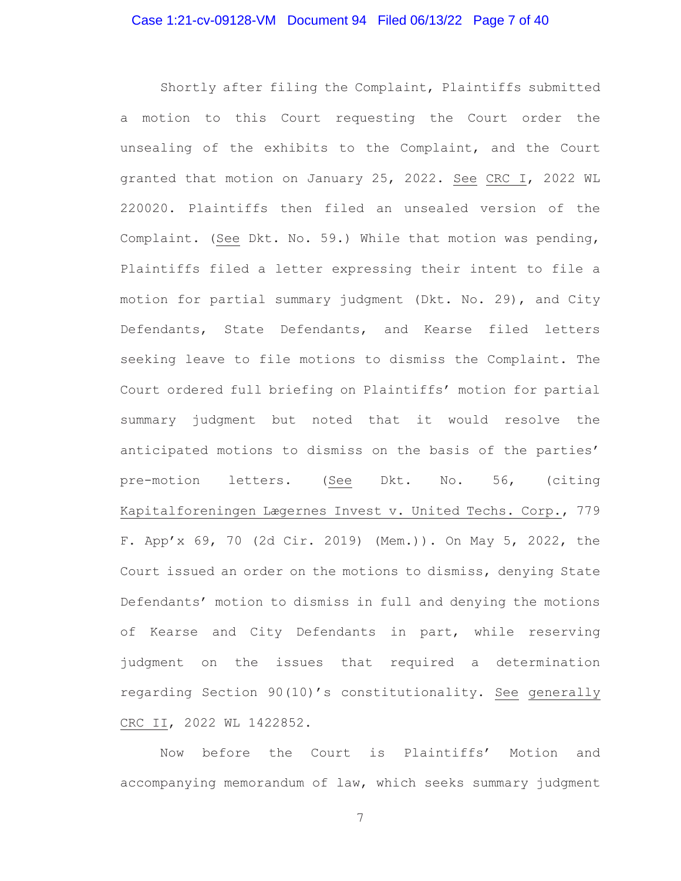Shortly after filing the Complaint, Plaintiffs submitted a motion to this Court requesting the Court order the unsealing of the exhibits to the Complaint, and the Court granted that motion on January 25, 2022. See CRC I, 2022 WL 220020. Plaintiffs then filed an unsealed version of the Complaint. (See Dkt. No. 59.) While that motion was pending, Plaintiffs filed a letter expressing their intent to file a motion for partial summary judgment (Dkt. No. 29), and City Defendants, State Defendants, and Kearse filed letters seeking leave to file motions to dismiss the Complaint. The Court ordered full briefing on Plaintiffs' motion for partial summary judgment but noted that it would resolve the anticipated motions to dismiss on the basis of the parties' pre-motion letters. (See Dkt. No. 56, (citing Kapitalforeningen Lægernes Invest v. United Techs. Corp., 779 F. App'x 69, 70 (2d Cir. 2019) (Mem.)). On May 5, 2022, the Court issued an order on the motions to dismiss, denying State Defendants' motion to dismiss in full and denying the motions of Kearse and City Defendants in part, while reserving judgment on the issues that required a determination regarding Section 90(10)'s constitutionality. See generally CRC II, 2022 WL 1422852.

Now before the Court is Plaintiffs' Motion and accompanying memorandum of law, which seeks summary judgment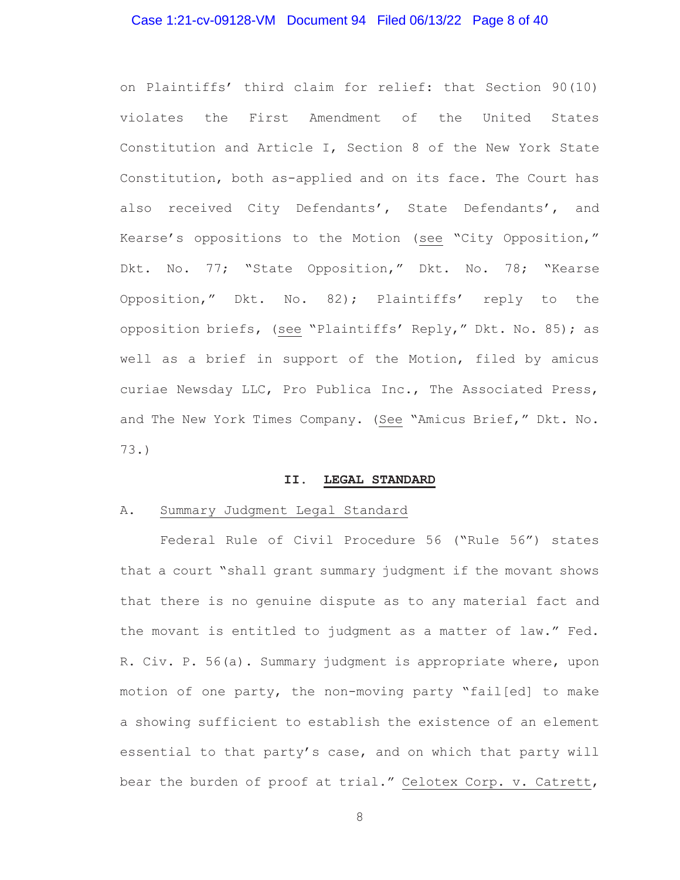on Plaintiffs' third claim for relief: that Section 90(10) violates the First Amendment of the United States Constitution and Article I, Section 8 of the New York State Constitution, both as-applied and on its face. The Court has also received City Defendants', State Defendants', and Kearse's oppositions to the Motion (see "City Opposition," Dkt. No. 77; "State Opposition," Dkt. No. 78; "Kearse Opposition," Dkt. No. 82); Plaintiffs' reply to the opposition briefs, (see "Plaintiffs' Reply," Dkt. No. 85); as well as a brief in support of the Motion, filed by amicus curiae Newsday LLC, Pro Publica Inc., The Associated Press, and The New York Times Company. (See "Amicus Brief," Dkt. No. 73.)

## II. LEGAL STANDARD

### A. Summary Judgment Legal Standard

Federal Rule of Civil Procedure 56 ("Rule 56") states that a court "shall grant summary judgment if the movant shows that there is no genuine dispute as to any material fact and the movant is entitled to judgment as a matter of law." Fed. R. Civ. P. 56(a). Summary judgment is appropriate where, upon motion of one party, the non-moving party "fail[ed] to make a showing sufficient to establish the existence of an element essential to that party's case, and on which that party will bear the burden of proof at trial." Celotex Corp. v. Catrett,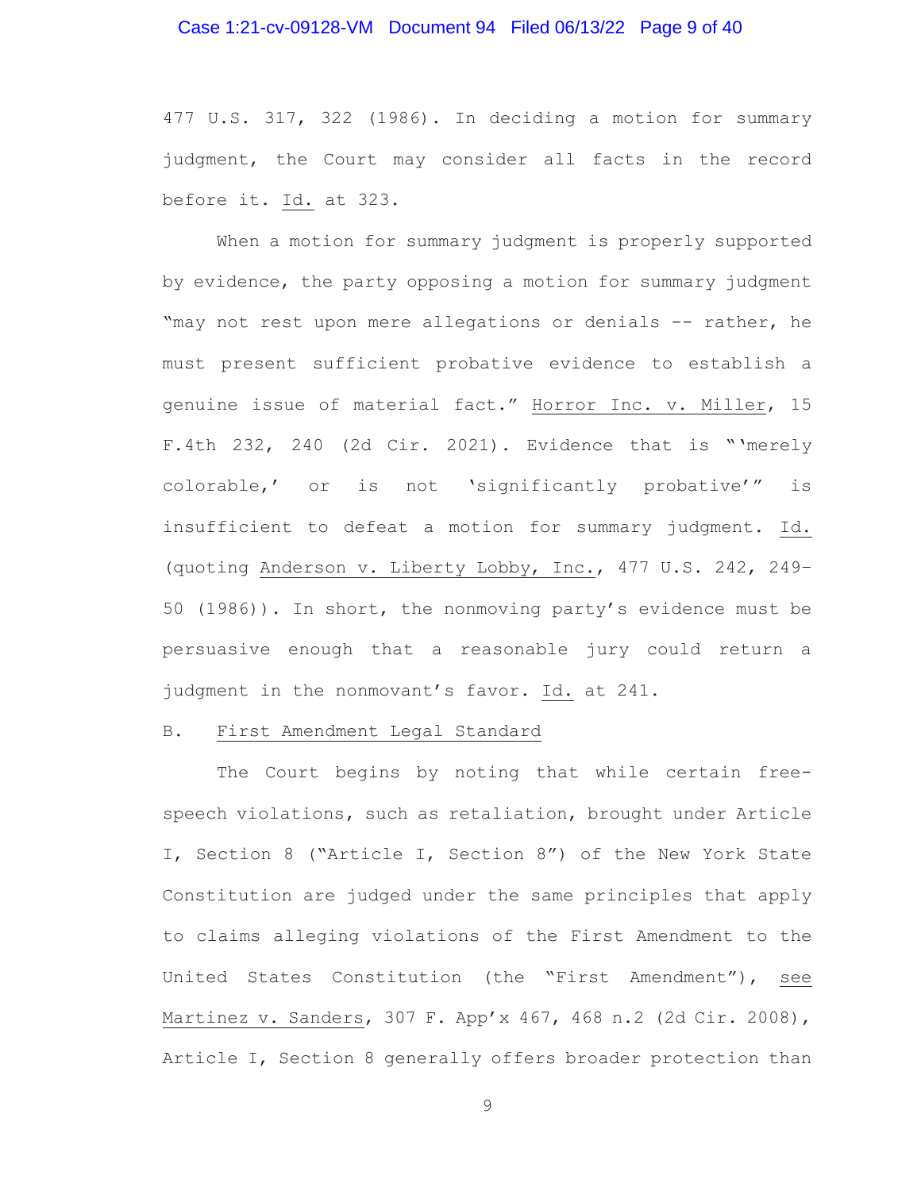477 U.S. 317, 322 (1986). In deciding a motion for summary judgment, the Court may consider all facts in the record before it. Id. at 323.

When a motion for summary judgment is properly supported by evidence, the party opposing a motion for summary judgment "may not rest upon mere allegations or denials -- rather, he must present sufficient probative evidence to establish a genuine issue of material fact." Horror Inc. v. Miller, 15 F.4th 232, 240 (2d Cir. 2021). Evidence that is "'merely colorable,' or is not 'significantly probative'" is insufficient to defeat a motion for summary judgment. Id. (quoting Anderson v. Liberty Lobby, Inc., 477 U.S. 242, 249–50 (1986)). In short, the nonmoving party's evidence must be persuasive enough that a reasonable jury could return a judgment in the nonmovant's favor. Id. at 241.

B. First Amendment Legal Standard

The Court begins by noting that while certain free-speech violations, such as retaliation, brought under Article I, Section 8 ("Article I, Section 8") of the New York State Constitution are judged under the same principles that apply to claims alleging violations of the First Amendment to the United States Constitution (the "First Amendment"), see Martinez v. Sanders, 307 F. App'x 467, 468 n.2 (2d Cir. 2008), Article I, Section 8 generally offers broader protection than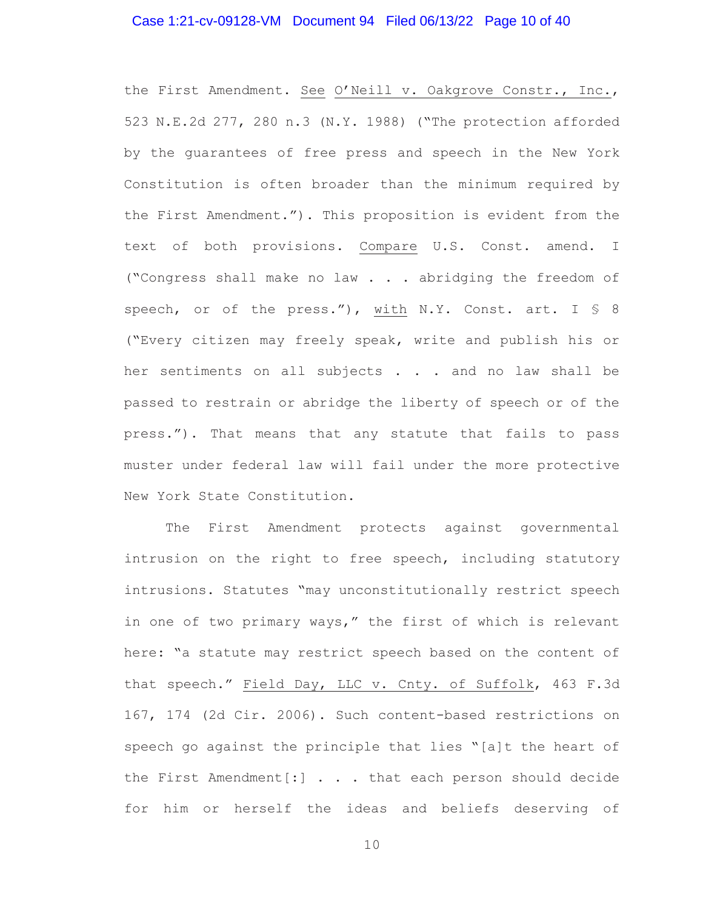the First Amendment. See O'Neill v. Oakgrove Constr., Inc., 523 N.E.2d 277, 280 n.3 (N.Y. 1988) ("The protection afforded by the guarantees of free press and speech in the New York Constitution is often broader than the minimum required by the First Amendment."). This proposition is evident from the text of both provisions. Compare U.S. Const. amend. I ("Congress shall make no law . . . abridging the freedom of speech, or of the press."), with N.Y. Const. art. I § 8 ("Every citizen may freely speak, write and publish his or her sentiments on all subjects . . . and no law shall be passed to restrain or abridge the liberty of speech or of the press."). That means that any statute that fails to pass muster under federal law will fail under the more protective New York State Constitution.

The First Amendment protects against governmental intrusion on the right to free speech, including statutory intrusions. Statutes "may unconstitutionally restrict speech in one of two primary ways," the first of which is relevant here: "a statute may restrict speech based on the content of that speech." Field Day, LLC v. Cnty. of Suffolk, 463 F.3d 167, 174 (2d Cir. 2006). Such content-based restrictions on speech go against the principle that lies "[a]t the heart of the First Amendment[:] . . . that each person should decide for him or herself the ideas and beliefs deserving of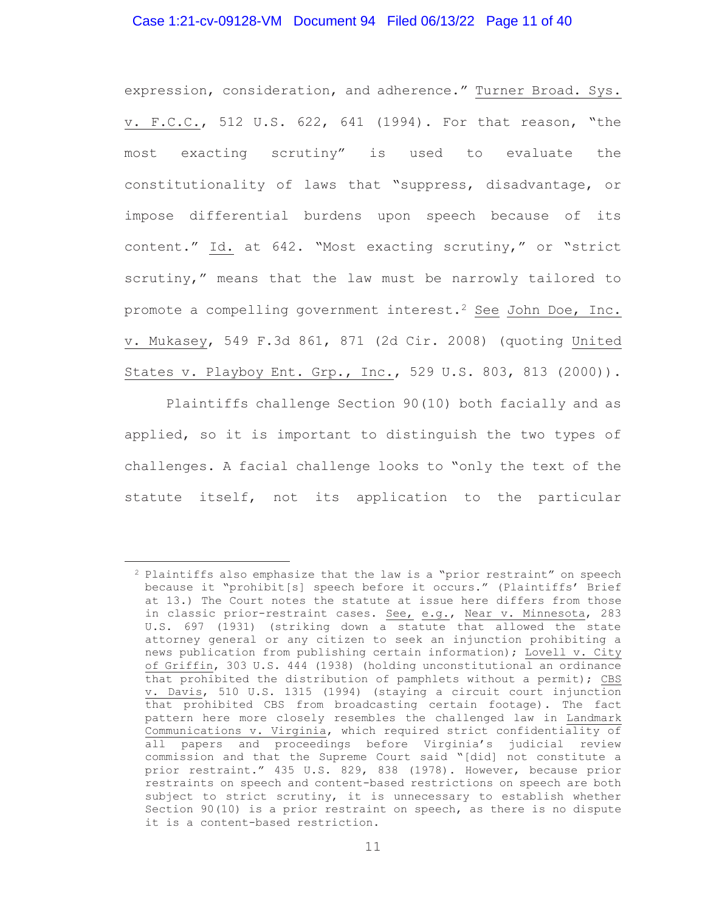expression, consideration, and adherence." Turner Broad. Sys. v. F.C.C., 512 U.S. 622, 641 (1994). For that reason, "the most exacting scrutiny" is used to evaluate the constitutionality of laws that "suppress, disadvantage, or impose differential burdens upon speech because of its content." Id. at 642. "Most exacting scrutiny," or "strict scrutiny," means that the law must be narrowly tailored to promote a compelling government interest.[2] See John Doe, Inc. v. Mukasey, 549 F.3d 861, 871 (2d Cir. 2008) (quoting United States v. Playboy Ent. Grp., Inc., 529 U.S. 803, 813 (2000)).

Plaintiffs challenge Section 90(10) both facially and as applied, so it is important to distinguish the two types of challenges. A facial challenge looks to "only the text of the statute itself, not its application to the particular

---

[2] Plaintiffs also emphasize that the law is a "prior restraint" on speech because it "prohibit[s] speech before it occurs." (Plaintiffs' Brief at 13.) The Court notes the statute at issue here differs from those in classic prior-restraint cases. See, e.g., Near v. Minnesota, 283 U.S. 697 (1931) (striking down a statute that allowed the state attorney general or any citizen to seek an injunction prohibiting a news publication from publishing certain information); Lovell v. City of Griffin, 303 U.S. 444 (1938) (holding unconstitutional an ordinance that prohibited the distribution of pamphlets without a permit); CBS v. Davis, 510 U.S. 1315 (1994) (staying a circuit court injunction that prohibited CBS from broadcasting certain footage). The fact pattern here more closely resembles the challenged law in Landmark Communications v. Virginia, which required strict confidentiality of all papers and proceedings before Virginia's judicial review commission and that the Supreme Court said "[did] not constitute a prior restraint." 435 U.S. 829, 838 (1978). However, because prior restraints on speech and content-based restrictions on speech are both subject to strict scrutiny, it is unnecessary to establish whether Section 90(10) is a prior restraint on speech, as there is no dispute it is a content-based restriction.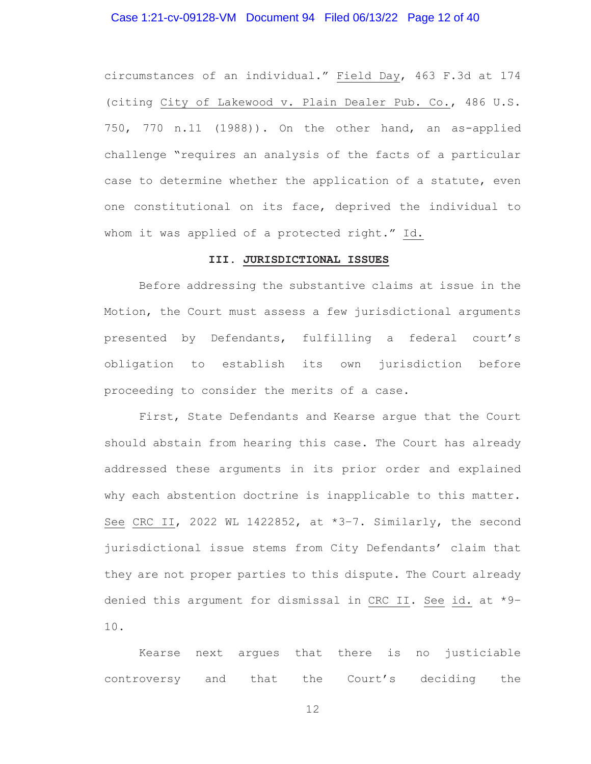circumstances of an individual." Field Day, 463 F.3d at 174 (citing City of Lakewood v. Plain Dealer Pub. Co., 486 U.S. 750, 770 n.11 (1988)). On the other hand, an as-applied challenge "requires an analysis of the facts of a particular case to determine whether the application of a statute, even one constitutional on its face, deprived the individual to whom it was applied of a protected right." Id.

### III. JURISDICTIONAL ISSUES

Before addressing the substantive claims at issue in the Motion, the Court must assess a few jurisdictional arguments presented by Defendants, fulfilling a federal court's obligation to establish its own jurisdiction before proceeding to consider the merits of a case.

First, State Defendants and Kearse argue that the Court should abstain from hearing this case. The Court has already addressed these arguments in its prior order and explained why each abstention doctrine is inapplicable to this matter. See CRC II, 2022 WL 1422852, at *3-7. Similarly, the second jurisdictional issue stems from City Defendants' claim that they are not proper parties to this dispute. The Court already denied this argument for dismissal in CRC II. See id. at *9-10.

Kearse next argues that there is no justiciable controversy and that the Court's deciding the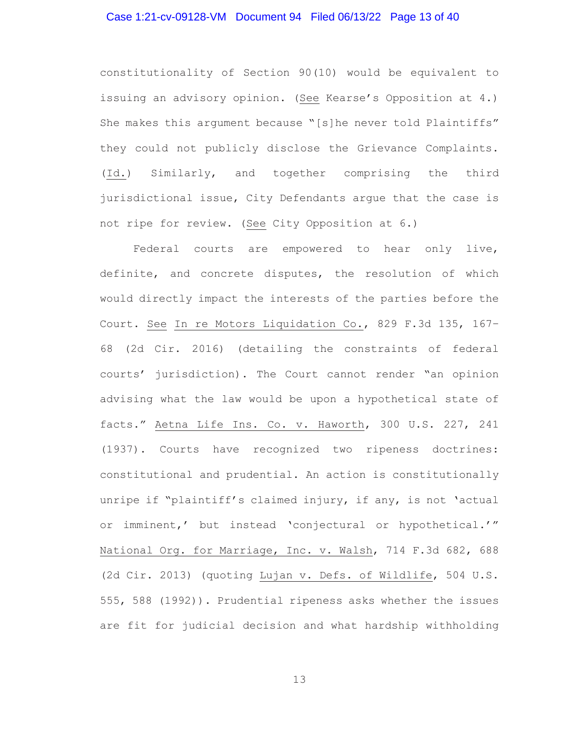constitutionality of Section 90(10) would be equivalent to issuing an advisory opinion. (See Kearse's Opposition at 4.) She makes this argument because "[s]he never told Plaintiffs" they could not publicly disclose the Grievance Complaints. (Id.) Similarly, and together comprising the third jurisdictional issue, City Defendants argue that the case is not ripe for review. (See City Opposition at 6.)

Federal courts are empowered to hear only live, definite, and concrete disputes, the resolution of which would directly impact the interests of the parties before the Court. See In re Motors Liquidation Co., 829 F.3d 135, 167–68 (2d Cir. 2016) (detailing the constraints of federal courts' jurisdiction). The Court cannot render "an opinion advising what the law would be upon a hypothetical state of facts." Aetna Life Ins. Co. v. Haworth, 300 U.S. 227, 241 (1937). Courts have recognized two ripeness doctrines: constitutional and prudential. An action is constitutionally unripe if "plaintiff's claimed injury, if any, is not 'actual or imminent,' but instead 'conjectural or hypothetical.'" National Org. for Marriage, Inc. v. Walsh, 714 F.3d 682, 688 (2d Cir. 2013) (quoting Lujan v. Defs. of Wildlife, 504 U.S. 555, 588 (1992)). Prudential ripeness asks whether the issues are fit for judicial decision and what hardship withholding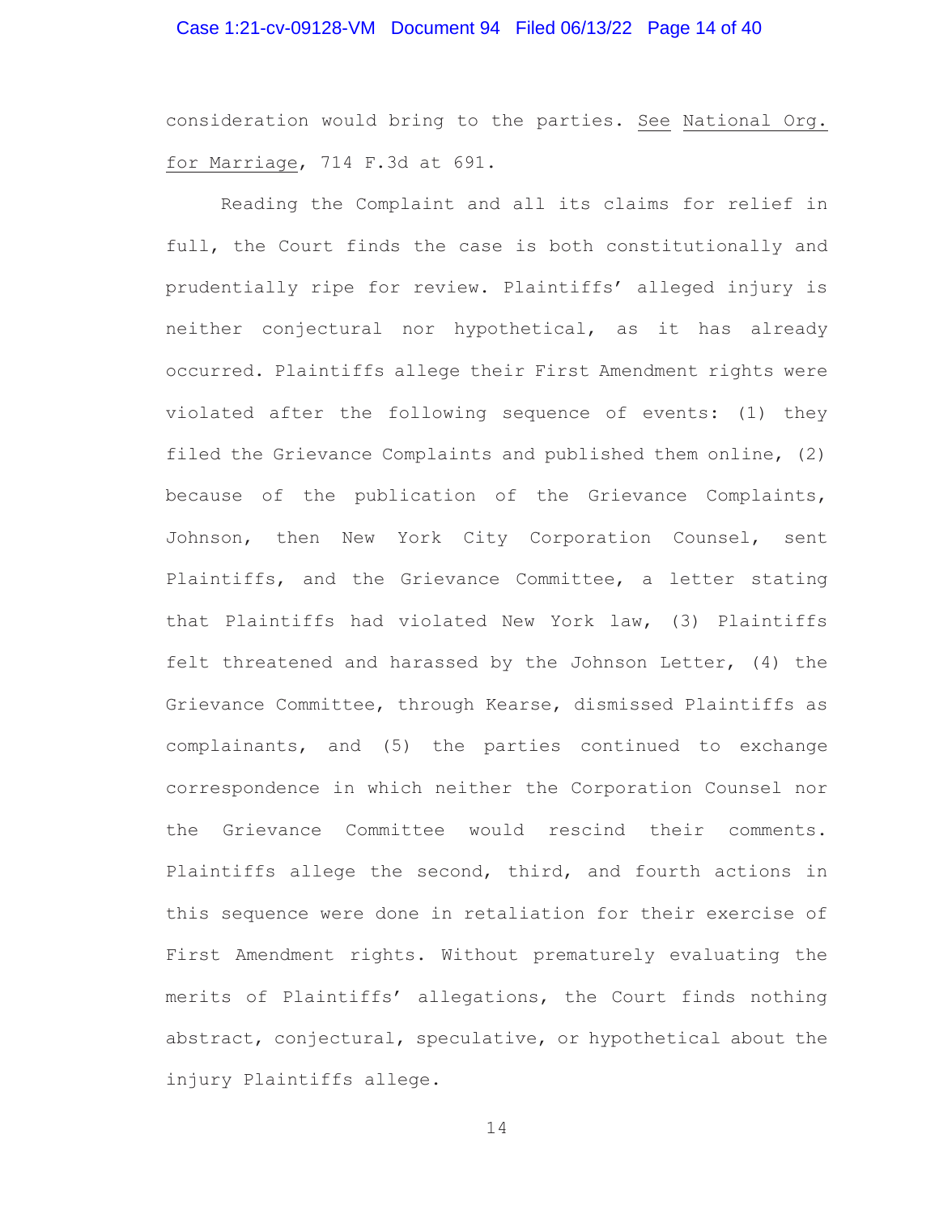consideration would bring to the parties. See National Org. for Marriage, 714 F.3d at 691.

Reading the Complaint and all its claims for relief in full, the Court finds the case is both constitutionally and prudentially ripe for review. Plaintiffs' alleged injury is neither conjectural nor hypothetical, as it has already occurred. Plaintiffs allege their First Amendment rights were violated after the following sequence of events: (1) they filed the Grievance Complaints and published them online, (2) because of the publication of the Grievance Complaints, Johnson, then New York City Corporation Counsel, sent Plaintiffs, and the Grievance Committee, a letter stating that Plaintiffs had violated New York law, (3) Plaintiffs felt threatened and harassed by the Johnson Letter, (4) the Grievance Committee, through Kearse, dismissed Plaintiffs as complainants, and (5) the parties continued to exchange correspondence in which neither the Corporation Counsel nor the Grievance Committee would rescind their comments. Plaintiffs allege the second, third, and fourth actions in this sequence were done in retaliation for their exercise of First Amendment rights. Without prematurely evaluating the merits of Plaintiffs' allegations, the Court finds nothing abstract, conjectural, speculative, or hypothetical about the injury Plaintiffs allege.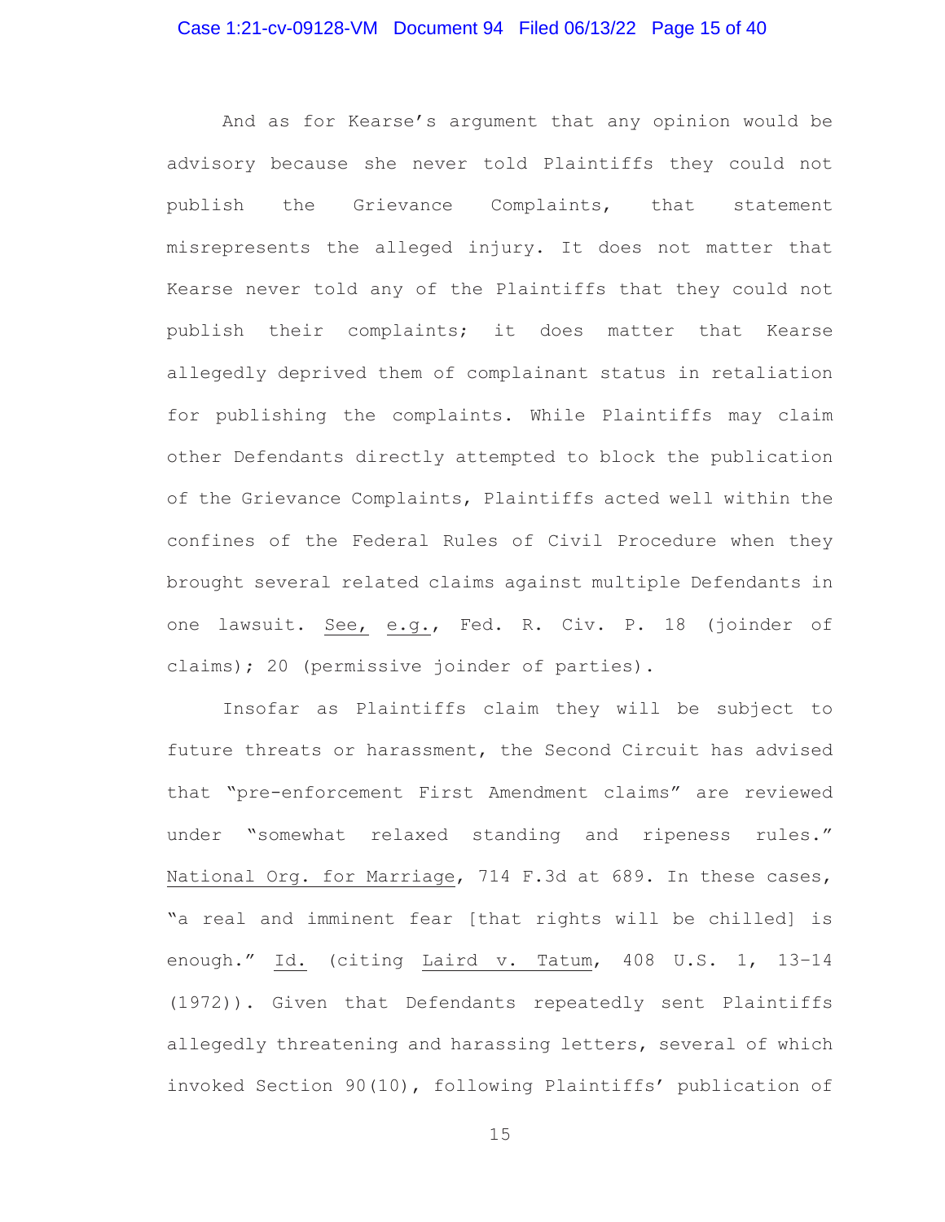And as for Kearse's argument that any opinion would be advisory because she never told Plaintiffs they could not publish the Grievance Complaints, that statement misrepresents the alleged injury. It does not matter that Kearse never told any of the Plaintiffs that they could not publish their complaints; it does matter that Kearse allegedly deprived them of complainant status in retaliation for publishing the complaints. While Plaintiffs may claim other Defendants directly attempted to block the publication of the Grievance Complaints, Plaintiffs acted well within the confines of the Federal Rules of Civil Procedure when they brought several related claims against multiple Defendants in one lawsuit. See, e.g., Fed. R. Civ. P. 18 (joinder of claims); 20 (permissive joinder of parties).

Insofar as Plaintiffs claim they will be subject to future threats or harassment, the Second Circuit has advised that "pre-enforcement First Amendment claims" are reviewed under "somewhat relaxed standing and ripeness rules." National Org. for Marriage, 714 F.3d at 689. In these cases, "a real and imminent fear [that rights will be chilled] is enough." Id. (citing Laird v. Tatum, 408 U.S. 1, 13–14 (1972)). Given that Defendants repeatedly sent Plaintiffs allegedly threatening and harassing letters, several of which invoked Section 90(10), following Plaintiffs' publication of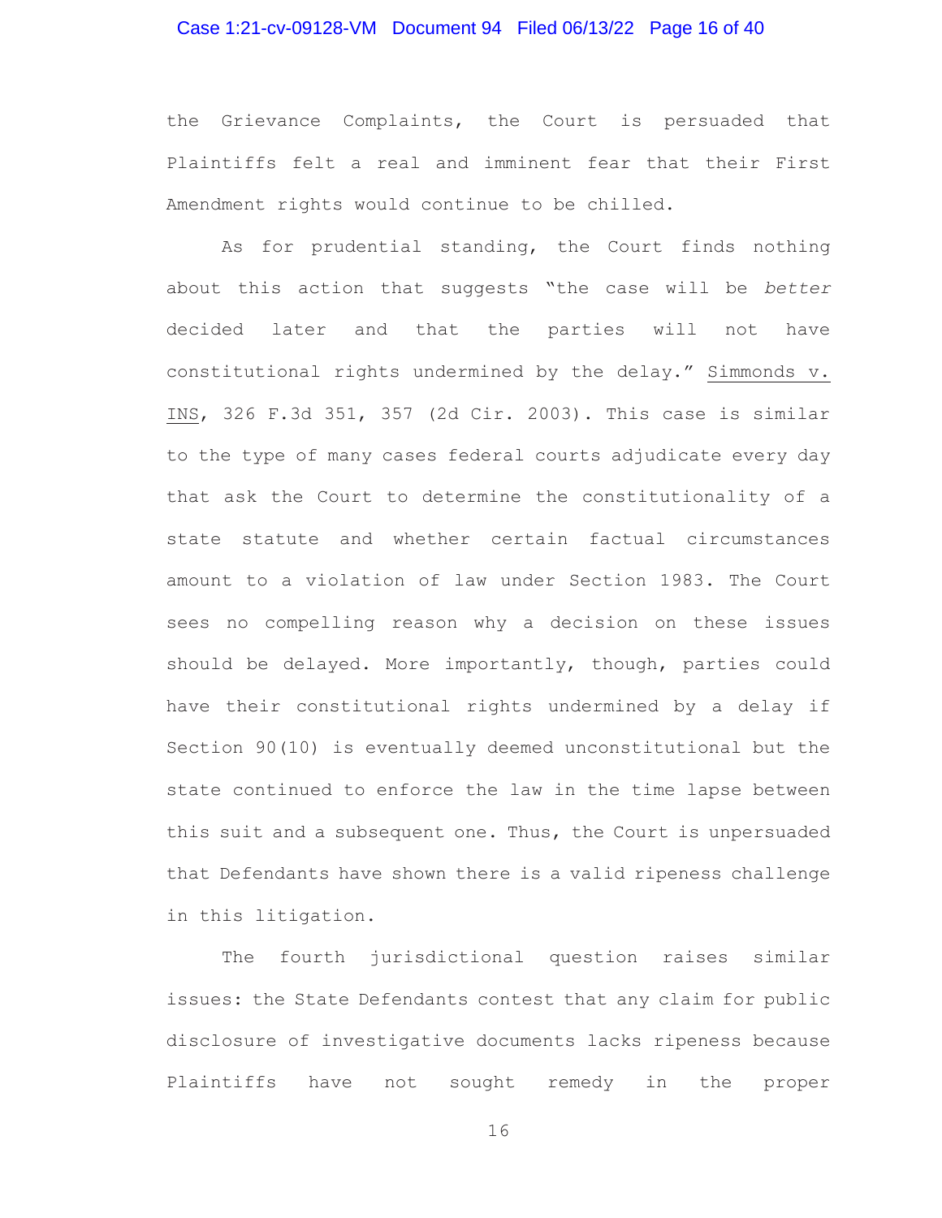the Grievance Complaints, the Court is persuaded that Plaintiffs felt a real and imminent fear that their First Amendment rights would continue to be chilled.

As for prudential standing, the Court finds nothing about this action that suggests "the case will be *better* decided later and that the parties will not have constitutional rights undermined by the delay." Simmonds v. INS, 326 F.3d 351, 357 (2d Cir. 2003). This case is similar to the type of many cases federal courts adjudicate every day that ask the Court to determine the constitutionality of a state statute and whether certain factual circumstances amount to a violation of law under Section 1983. The Court sees no compelling reason why a decision on these issues should be delayed. More importantly, though, parties could have their constitutional rights undermined by a delay if Section 90(10) is eventually deemed unconstitutional but the state continued to enforce the law in the time lapse between this suit and a subsequent one. Thus, the Court is unpersuaded that Defendants have shown there is a valid ripeness challenge in this litigation.

The fourth jurisdictional question raises similar issues: the State Defendants contest that any claim for public disclosure of investigative documents lacks ripeness because Plaintiffs have not sought remedy in the proper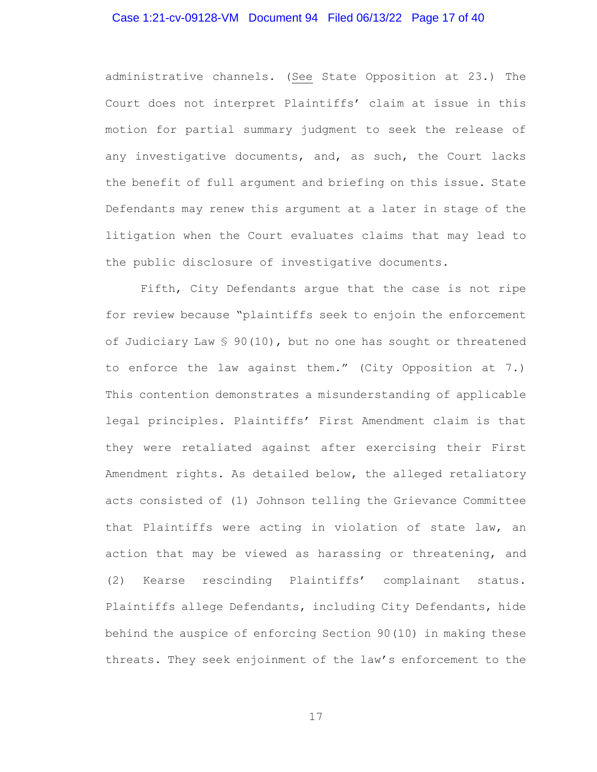administrative channels. (*See* State Opposition at 23.) The Court does not interpret Plaintiffs' claim at issue in this motion for partial summary judgment to seek the release of any investigative documents, and, as such, the Court lacks the benefit of full argument and briefing on this issue. State Defendants may renew this argument at a later in stage of the litigation when the Court evaluates claims that may lead to the public disclosure of investigative documents.

Fifth, City Defendants argue that the case is not ripe for review because "plaintiffs seek to enjoin the enforcement of Judiciary Law § 90(10), but no one has sought or threatened to enforce the law against them." (City Opposition at 7.) This contention demonstrates a misunderstanding of applicable legal principles. Plaintiffs' First Amendment claim is that they were retaliated against after exercising their First Amendment rights. As detailed below, the alleged retaliatory acts consisted of (1) Johnson telling the Grievance Committee that Plaintiffs were acting in violation of state law, an action that may be viewed as harassing or threatening, and (2) Kearse rescinding Plaintiffs' complainant status. Plaintiffs allege Defendants, including City Defendants, hide behind the auspice of enforcing Section 90(10) in making these threats. They seek enjoinment of the law's enforcement to the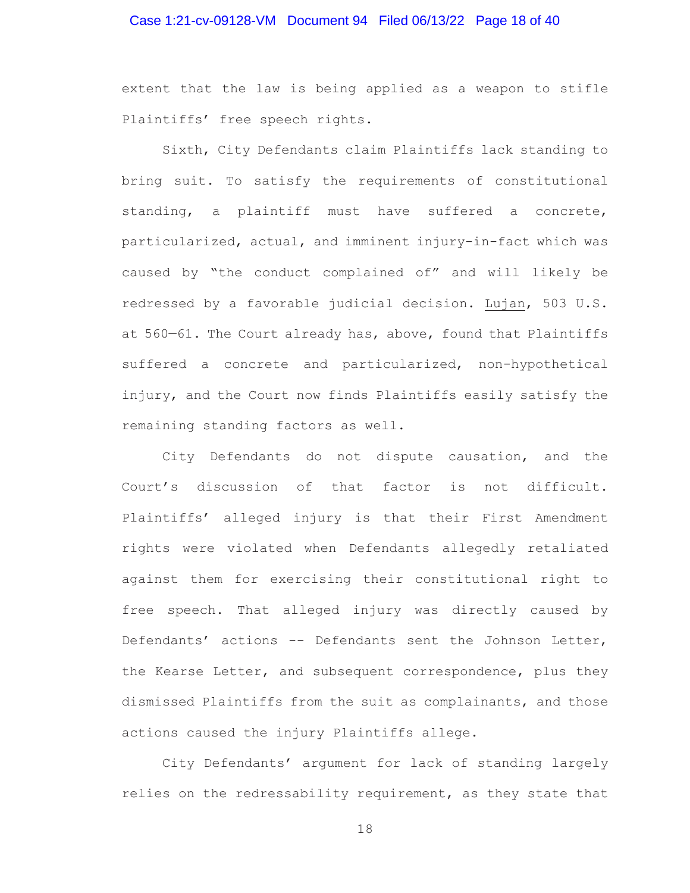extent that the law is being applied as a weapon to stifle Plaintiffs' free speech rights.

Sixth, City Defendants claim Plaintiffs lack standing to bring suit. To satisfy the requirements of constitutional standing, a plaintiff must have suffered a concrete, particularized, actual, and imminent injury-in-fact which was caused by "the conduct complained of" and will likely be redressed by a favorable judicial decision. Lujan, 503 U.S. at 560—61. The Court already has, above, found that Plaintiffs suffered a concrete and particularized, non-hypothetical injury, and the Court now finds Plaintiffs easily satisfy the remaining standing factors as well.

City Defendants do not dispute causation, and the Court's discussion of that factor is not difficult. Plaintiffs' alleged injury is that their First Amendment rights were violated when Defendants allegedly retaliated against them for exercising their constitutional right to free speech. That alleged injury was directly caused by Defendants' actions -- Defendants sent the Johnson Letter, the Kearse Letter, and subsequent correspondence, plus they dismissed Plaintiffs from the suit as complainants, and those actions caused the injury Plaintiffs allege.

City Defendants' argument for lack of standing largely relies on the redressability requirement, as they state that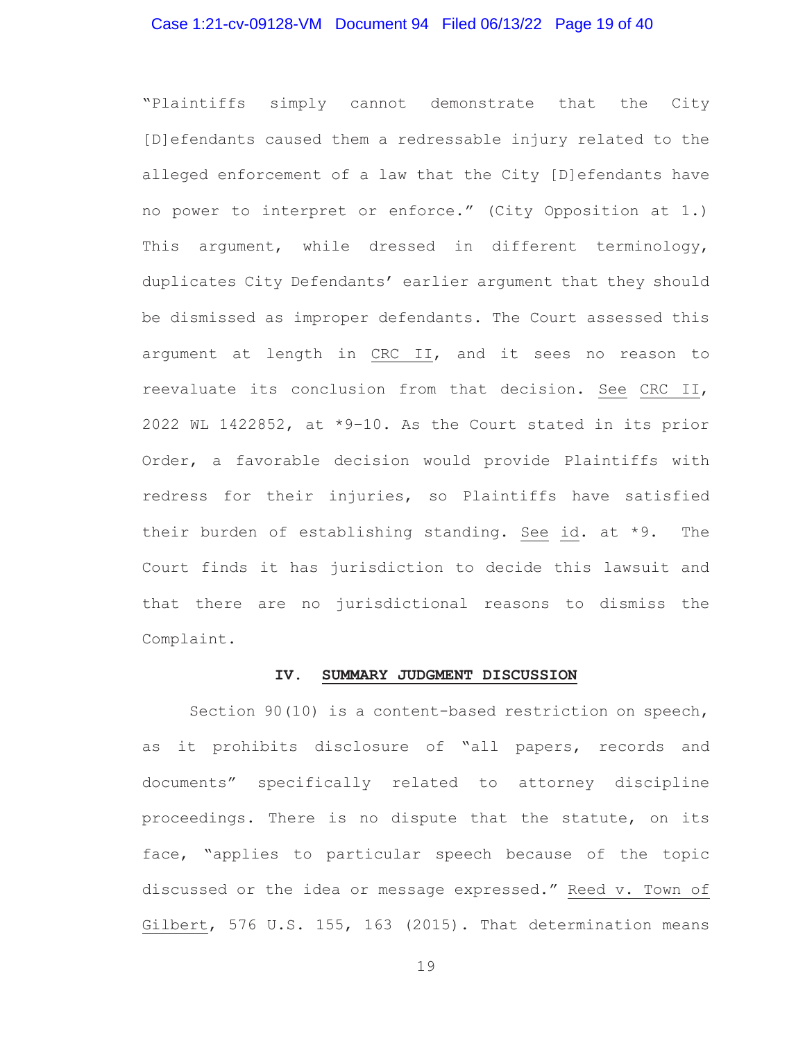"Plaintiffs simply cannot demonstrate that the City [D]efendants caused them a redressable injury related to the alleged enforcement of a law that the City [D]efendants have no power to interpret or enforce." (City Opposition at 1.) This argument, while dressed in different terminology, duplicates City Defendants' earlier argument that they should be dismissed as improper defendants. The Court assessed this argument at length in CRC II, and it sees no reason to reevaluate its conclusion from that decision. See CRC II, 2022 WL 1422852, at *9–10. As the Court stated in its prior Order, a favorable decision would provide Plaintiffs with redress for their injuries, so Plaintiffs have satisfied their burden of establishing standing. See id. at *9. The Court finds it has jurisdiction to decide this lawsuit and that there are no jurisdictional reasons to dismiss the Complaint.

## IV. SUMMARY JUDGMENT DISCUSSION

Section 90(10) is a content-based restriction on speech, as it prohibits disclosure of "all papers, records and documents" specifically related to attorney discipline proceedings. There is no dispute that the statute, on its face, "applies to particular speech because of the topic discussed or the idea or message expressed." Reed v. Town of Gilbert, 576 U.S. 155, 163 (2015). That determination means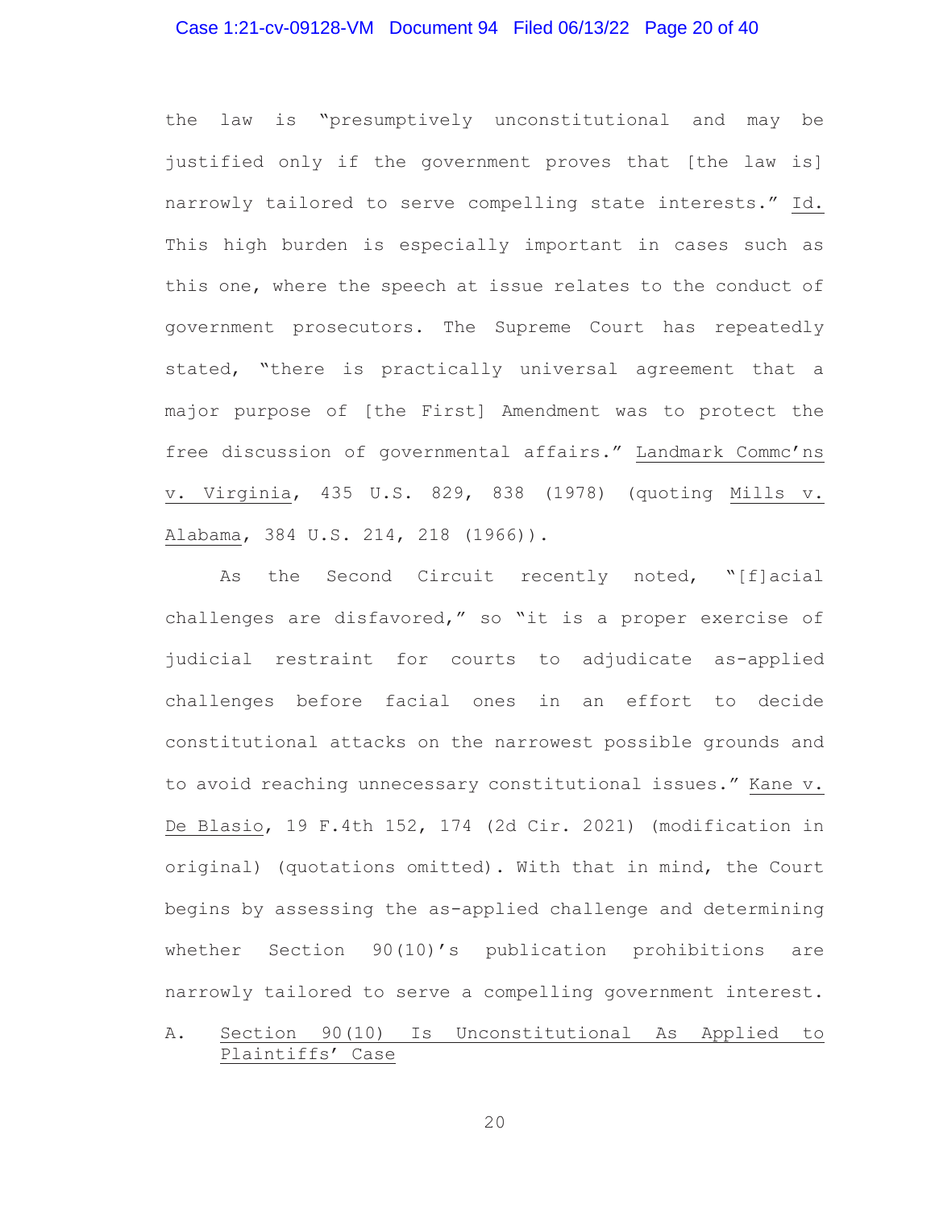the law is "presumptively unconstitutional and may be justified only if the government proves that [the law is] narrowly tailored to serve compelling state interests." Id. This high burden is especially important in cases such as this one, where the speech at issue relates to the conduct of government prosecutors. The Supreme Court has repeatedly stated, "there is practically universal agreement that a major purpose of [the First] Amendment was to protect the free discussion of governmental affairs." Landmark Commc'ns v. Virginia, 435 U.S. 829, 838 (1978) (quoting Mills v. Alabama, 384 U.S. 214, 218 (1966)).

As the Second Circuit recently noted, "[f]acial challenges are disfavored," so "it is a proper exercise of judicial restraint for courts to adjudicate as-applied challenges before facial ones in an effort to decide constitutional attacks on the narrowest possible grounds and to avoid reaching unnecessary constitutional issues." Kane v. De Blasio, 19 F.4th 152, 174 (2d Cir. 2021) (modification in original) (quotations omitted). With that in mind, the Court begins by assessing the as-applied challenge and determining whether Section 90(10)'s publication prohibitions are narrowly tailored to serve a compelling government interest.

## A. Section 90(10) Is Unconstitutional As Applied to Plaintiffs' Case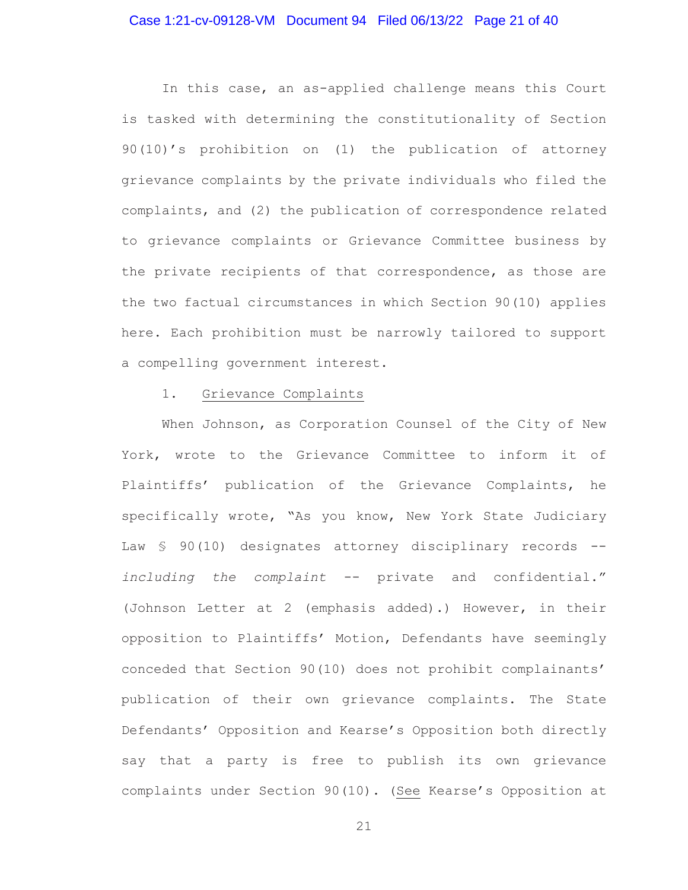In this case, an as-applied challenge means this Court is tasked with determining the constitutionality of Section 90(10)'s prohibition on (1) the publication of attorney grievance complaints by the private individuals who filed the complaints, and (2) the publication of correspondence related to grievance complaints or Grievance Committee business by the private recipients of that correspondence, as those are the two factual circumstances in which Section 90(10) applies here. Each prohibition must be narrowly tailored to support a compelling government interest.

1. <u>Grievance Complaints</u>

When Johnson, as Corporation Counsel of the City of New York, wrote to the Grievance Committee to inform it of Plaintiffs' publication of the Grievance Complaints, he specifically wrote, "As you know, New York State Judiciary Law § 90(10) designates attorney disciplinary records -- *including the complaint* -- private and confidential." (Johnson Letter at 2 (emphasis added).) However, in their opposition to Plaintiffs' Motion, Defendants have seemingly conceded that Section 90(10) does not prohibit complainants' publication of their own grievance complaints. The State Defendants' Opposition and Kearse's Opposition both directly say that a party is free to publish its own grievance complaints under Section 90(10). (<u>See</u> Kearse's Opposition at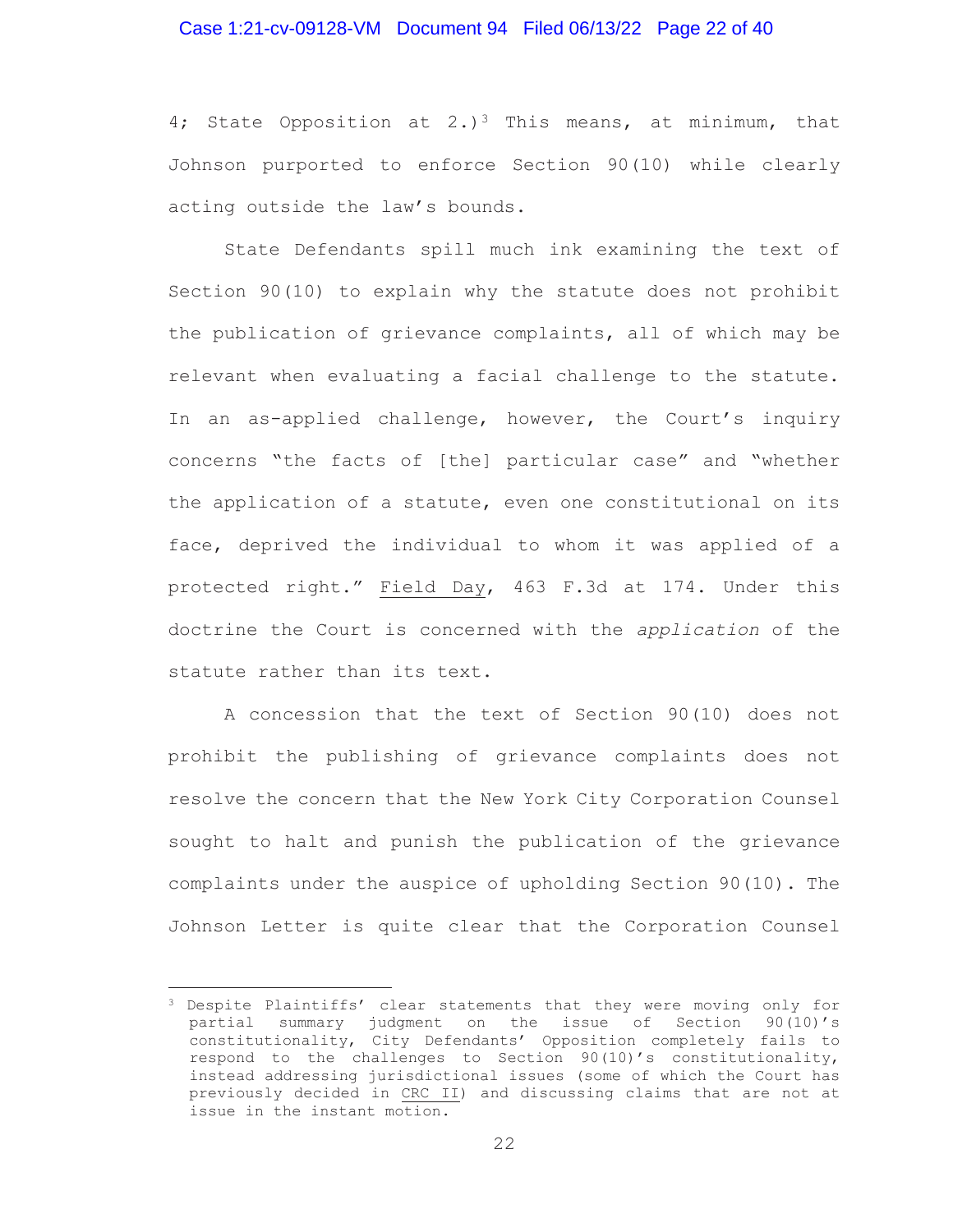4; State Opposition at 2.)[3] This means, at minimum, that Johnson purported to enforce Section 90(10) while clearly acting outside the law's bounds.

State Defendants spill much ink examining the text of Section 90(10) to explain why the statute does not prohibit the publication of grievance complaints, all of which may be relevant when evaluating a facial challenge to the statute. In an as-applied challenge, however, the Court's inquiry concerns "the facts of [the] particular case" and "whether the application of a statute, even one constitutional on its face, deprived the individual to whom it was applied of a protected right." Field Day, 463 F.3d at 174. Under this doctrine the Court is concerned with the *application* of the statute rather than its text.

A concession that the text of Section 90(10) does not prohibit the publishing of grievance complaints does not resolve the concern that the New York City Corporation Counsel sought to halt and punish the publication of the grievance complaints under the auspice of upholding Section 90(10). The Johnson Letter is quite clear that the Corporation Counsel

---

[3] Despite Plaintiffs' clear statements that they were moving only for partial summary judgment on the issue of Section 90(10)'s constitutionality, City Defendants' Opposition completely fails to respond to the challenges to Section 90(10)'s constitutionality, instead addressing jurisdictional issues (some of which the Court has previously decided in CRC II) and discussing claims that are not at issue in the instant motion.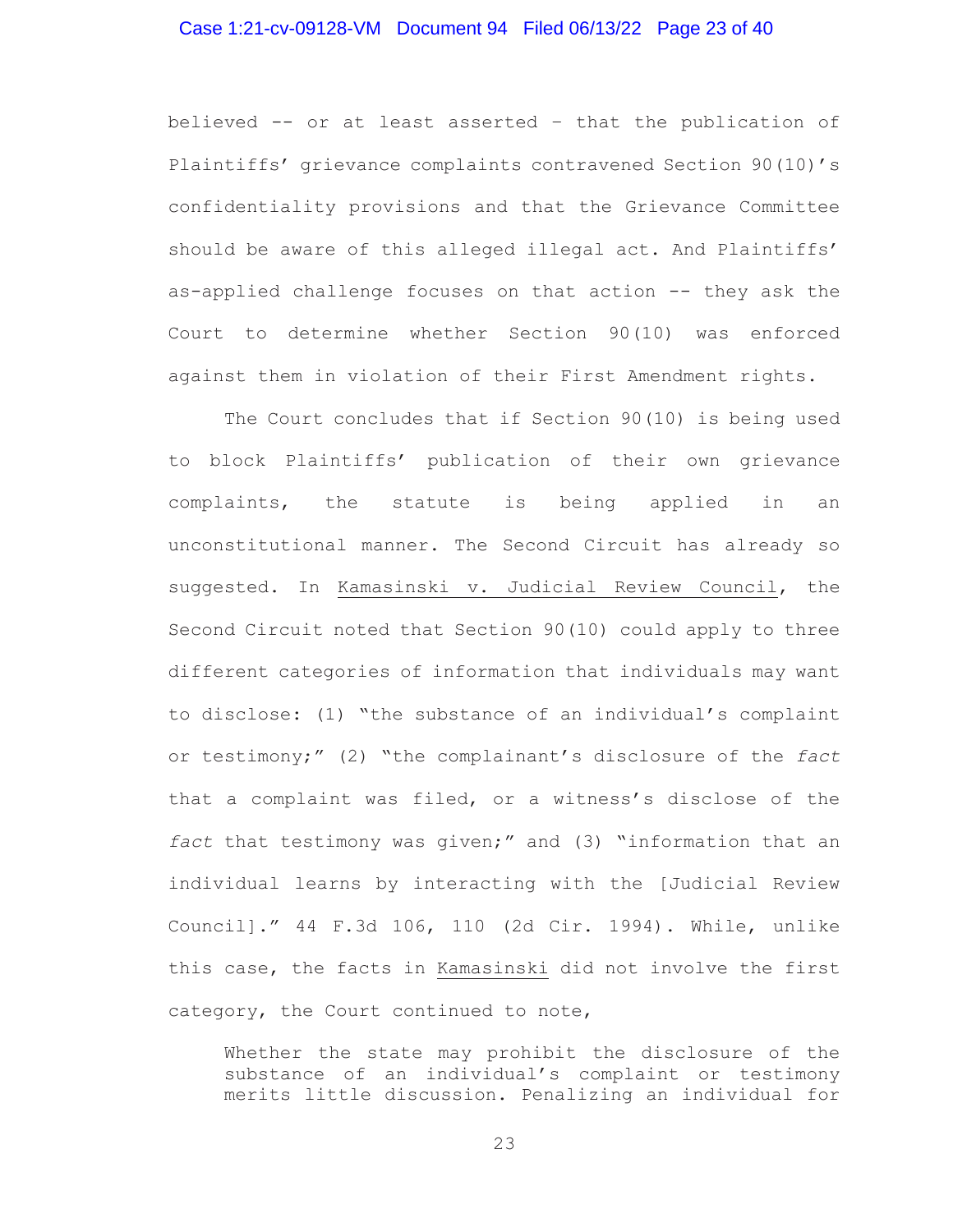believed -- or at least asserted – that the publication of Plaintiffs' grievance complaints contravened Section 90(10)'s confidentiality provisions and that the Grievance Committee should be aware of this alleged illegal act. And Plaintiffs' as-applied challenge focuses on that action -- they ask the Court to determine whether Section 90(10) was enforced against them in violation of their First Amendment rights.

The Court concludes that if Section 90(10) is being used to block Plaintiffs' publication of their own grievance complaints, the statute is being applied in an unconstitutional manner. The Second Circuit has already so suggested. In Kamasinski v. Judicial Review Council, the Second Circuit noted that Section 90(10) could apply to three different categories of information that individuals may want to disclose: (1) "the substance of an individual's complaint or testimony;" (2) "the complainant's disclosure of the *fact* that a complaint was filed, or a witness's disclose of the *fact* that testimony was given;" and (3) "information that an individual learns by interacting with the [Judicial Review Council]." 44 F.3d 106, 110 (2d Cir. 1994). While, unlike this case, the facts in Kamasinski did not involve the first category, the Court continued to note,

> Whether the state may prohibit the disclosure of the substance of an individual's complaint or testimony merits little discussion. Penalizing an individual for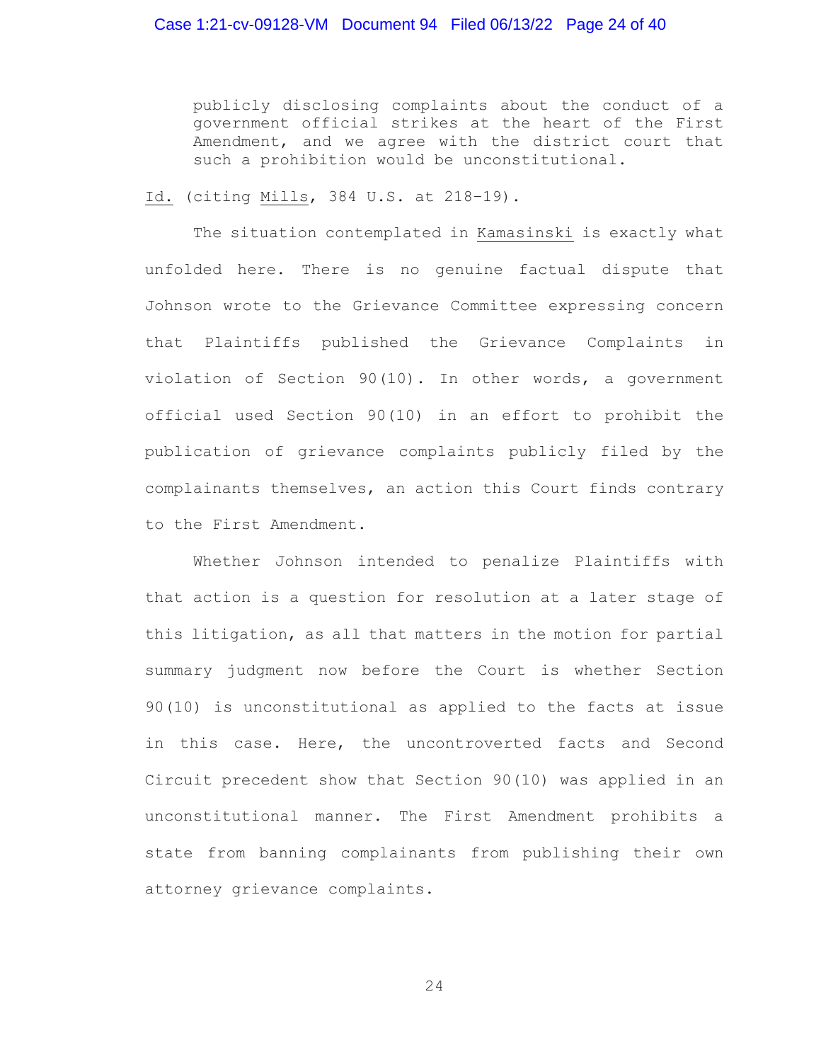> publicly disclosing complaints about the conduct of a government official strikes at the heart of the First Amendment, and we agree with the district court that such a prohibition would be unconstitutional.

Id. (citing Mills, 384 U.S. at 218–19).

The situation contemplated in Kamasinski is exactly what unfolded here. There is no genuine factual dispute that Johnson wrote to the Grievance Committee expressing concern that Plaintiffs published the Grievance Complaints in violation of Section 90(10). In other words, a government official used Section 90(10) in an effort to prohibit the publication of grievance complaints publicly filed by the complainants themselves, an action this Court finds contrary to the First Amendment.

Whether Johnson intended to penalize Plaintiffs with that action is a question for resolution at a later stage of this litigation, as all that matters in the motion for partial summary judgment now before the Court is whether Section 90(10) is unconstitutional as applied to the facts at issue in this case. Here, the uncontroverted facts and Second Circuit precedent show that Section 90(10) was applied in an unconstitutional manner. The First Amendment prohibits a state from banning complainants from publishing their own attorney grievance complaints.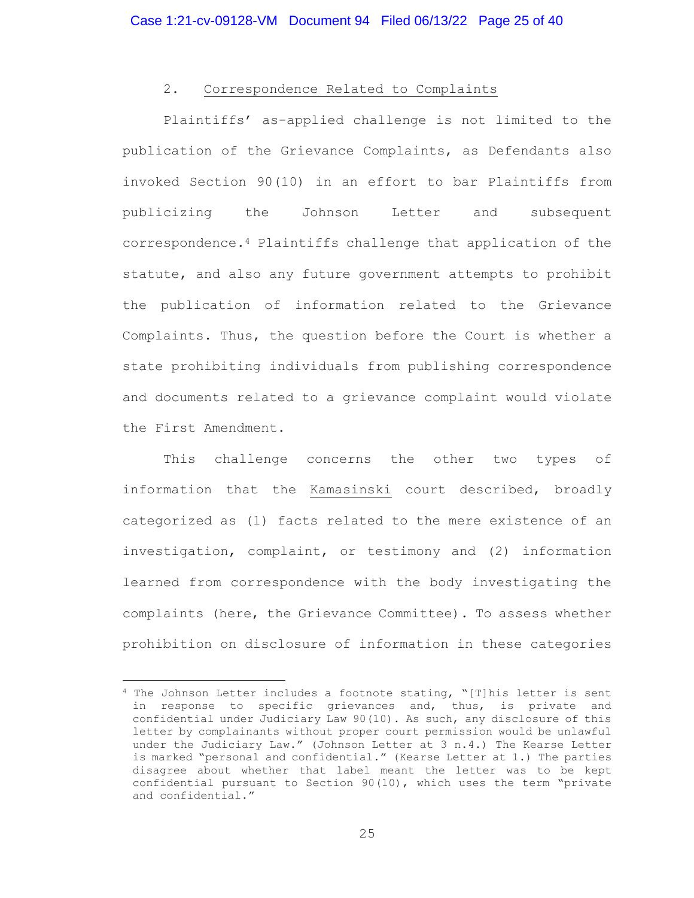### 2. Correspondence Related to Complaints

Plaintiffs' as-applied challenge is not limited to the publication of the Grievance Complaints, as Defendants also invoked Section 90(10) in an effort to bar Plaintiffs from publicizing the Johnson Letter and subsequent correspondence.[4] Plaintiffs challenge that application of the statute, and also any future government attempts to prohibit the publication of information related to the Grievance Complaints. Thus, the question before the Court is whether a state prohibiting individuals from publishing correspondence and documents related to a grievance complaint would violate the First Amendment.

This challenge concerns the other two types of information that the Kamasinski court described, broadly categorized as (1) facts related to the mere existence of an investigation, complaint, or testimony and (2) information learned from correspondence with the body investigating the complaints (here, the Grievance Committee). To assess whether prohibition on disclosure of information in these categories

---

[4] The Johnson Letter includes a footnote stating, "[T]his letter is sent in response to specific grievances and, thus, is private and confidential under Judiciary Law 90(10). As such, any disclosure of this letter by complainants without proper court permission would be unlawful under the Judiciary Law." (Johnson Letter at 3 n.4.) The Kearse Letter is marked "personal and confidential." (Kearse Letter at 1.) The parties disagree about whether that label meant the letter was to be kept confidential pursuant to Section 90(10), which uses the term "private and confidential."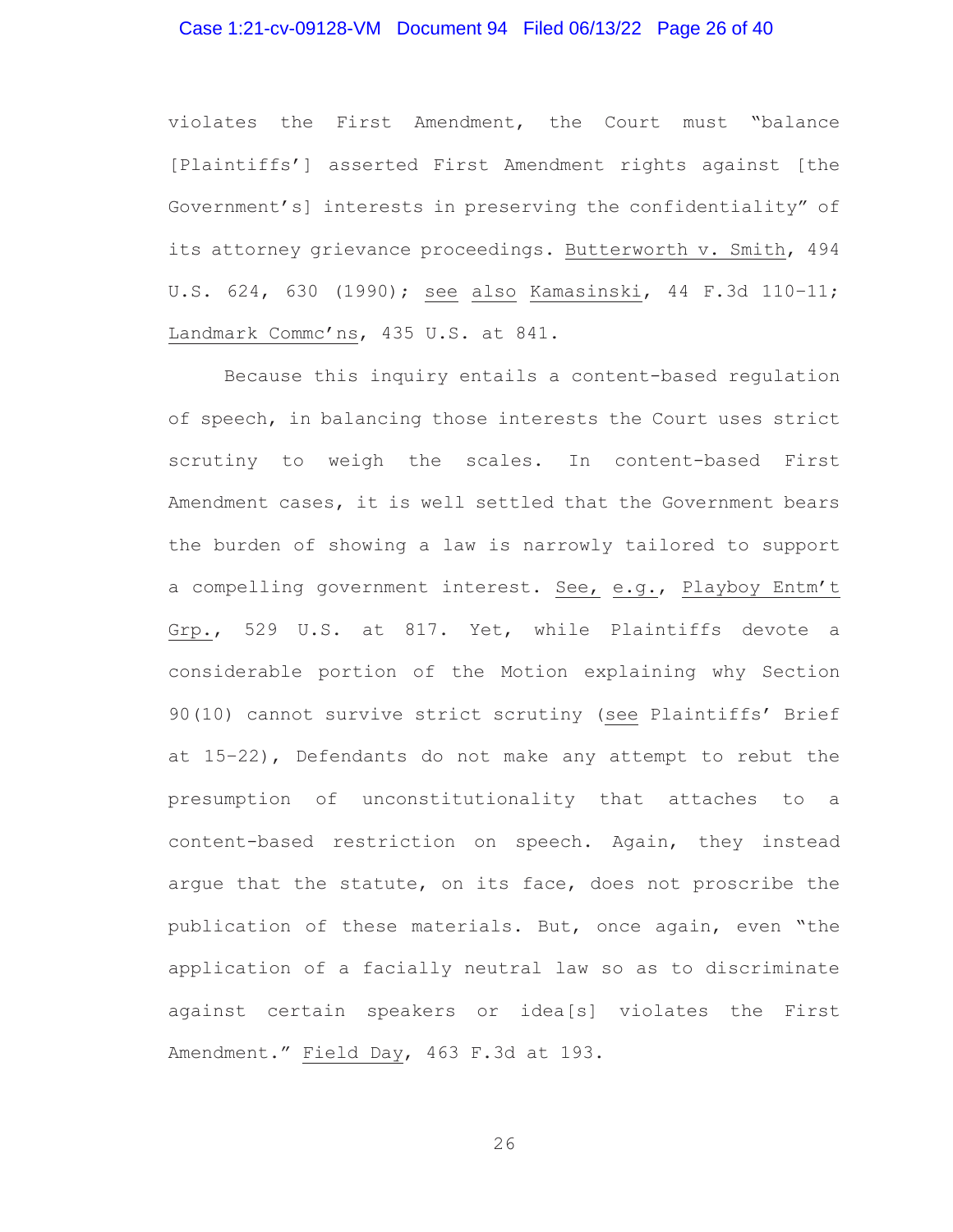violates the First Amendment, the Court must "balance [Plaintiffs'] asserted First Amendment rights against [the Government's] interests in preserving the confidentiality" of its attorney grievance proceedings. Butterworth v. Smith, 494 U.S. 624, 630 (1990); see also Kamasinski, 44 F.3d 110–11; Landmark Commc'ns, 435 U.S. at 841.

Because this inquiry entails a content-based regulation of speech, in balancing those interests the Court uses strict scrutiny to weigh the scales. In content-based First Amendment cases, it is well settled that the Government bears the burden of showing a law is narrowly tailored to support a compelling government interest. See, e.g., Playboy Entm't Grp., 529 U.S. at 817. Yet, while Plaintiffs devote a considerable portion of the Motion explaining why Section 90(10) cannot survive strict scrutiny (see Plaintiffs' Brief at 15–22), Defendants do not make any attempt to rebut the presumption of unconstitutionality that attaches to a content-based restriction on speech. Again, they instead argue that the statute, on its face, does not proscribe the publication of these materials. But, once again, even "the application of a facially neutral law so as to discriminate against certain speakers or idea[s] violates the First Amendment." Field Day, 463 F.3d at 193.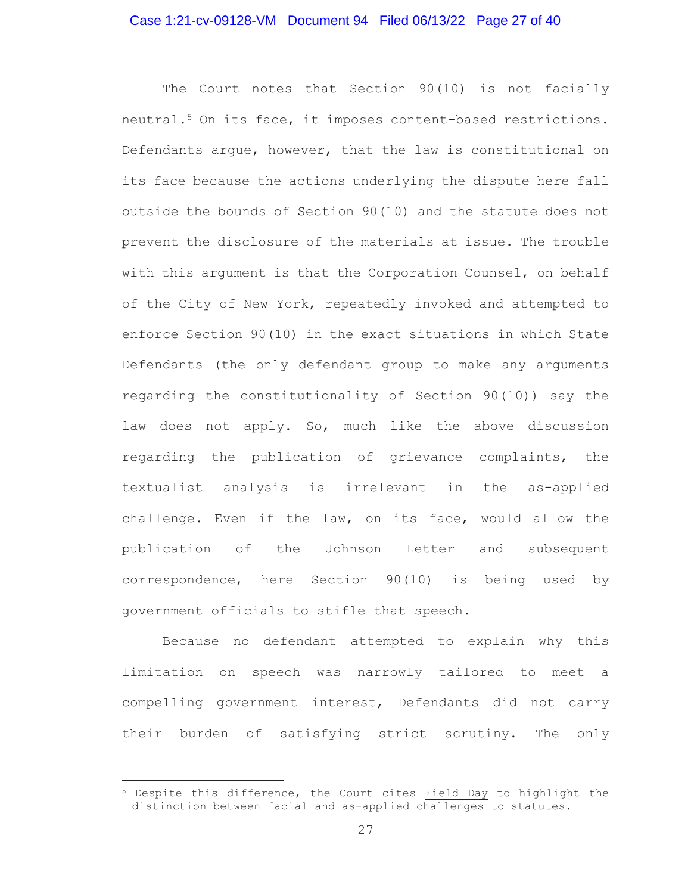The Court notes that Section 90(10) is not facially neutral.[5] On its face, it imposes content-based restrictions. Defendants argue, however, that the law is constitutional on its face because the actions underlying the dispute here fall outside the bounds of Section 90(10) and the statute does not prevent the disclosure of the materials at issue. The trouble with this argument is that the Corporation Counsel, on behalf of the City of New York, repeatedly invoked and attempted to enforce Section 90(10) in the exact situations in which State Defendants (the only defendant group to make any arguments regarding the constitutionality of Section 90(10)) say the law does not apply. So, much like the above discussion regarding the publication of grievance complaints, the textualist analysis is irrelevant in the as-applied challenge. Even if the law, on its face, would allow the publication of the Johnson Letter and subsequent correspondence, here Section 90(10) is being used by government officials to stifle that speech.

Because no defendant attempted to explain why this limitation on speech was narrowly tailored to meet a compelling government interest, Defendants did not carry their burden of satisfying strict scrutiny. The only

[5] Despite this difference, the Court cites Field Day to highlight the distinction between facial and as-applied challenges to statutes.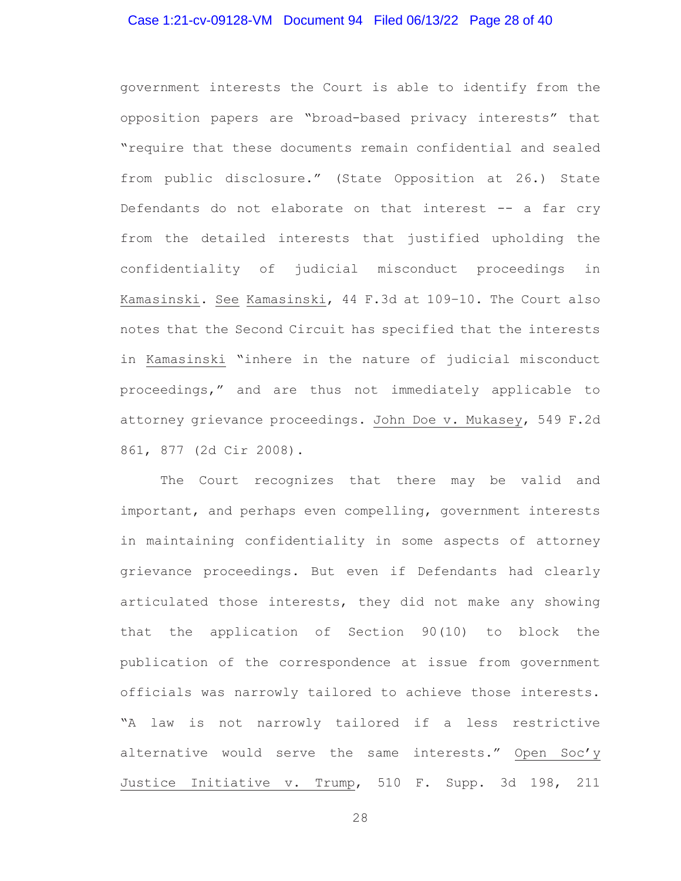government interests the Court is able to identify from the opposition papers are "broad-based privacy interests" that "require that these documents remain confidential and sealed from public disclosure." (State Opposition at 26.) State Defendants do not elaborate on that interest -- a far cry from the detailed interests that justified upholding the confidentiality of judicial misconduct proceedings in Kamasinski. See Kamasinski, 44 F.3d at 109–10. The Court also notes that the Second Circuit has specified that the interests in Kamasinski "inhere in the nature of judicial misconduct proceedings," and are thus not immediately applicable to attorney grievance proceedings. John Doe v. Mukasey, 549 F.2d 861, 877 (2d Cir 2008).

The Court recognizes that there may be valid and important, and perhaps even compelling, government interests in maintaining confidentiality in some aspects of attorney grievance proceedings. But even if Defendants had clearly articulated those interests, they did not make any showing that the application of Section 90(10) to block the publication of the correspondence at issue from government officials was narrowly tailored to achieve those interests. "A law is not narrowly tailored if a less restrictive alternative would serve the same interests." Open Soc'y Justice Initiative v. Trump, 510 F. Supp. 3d 198, 211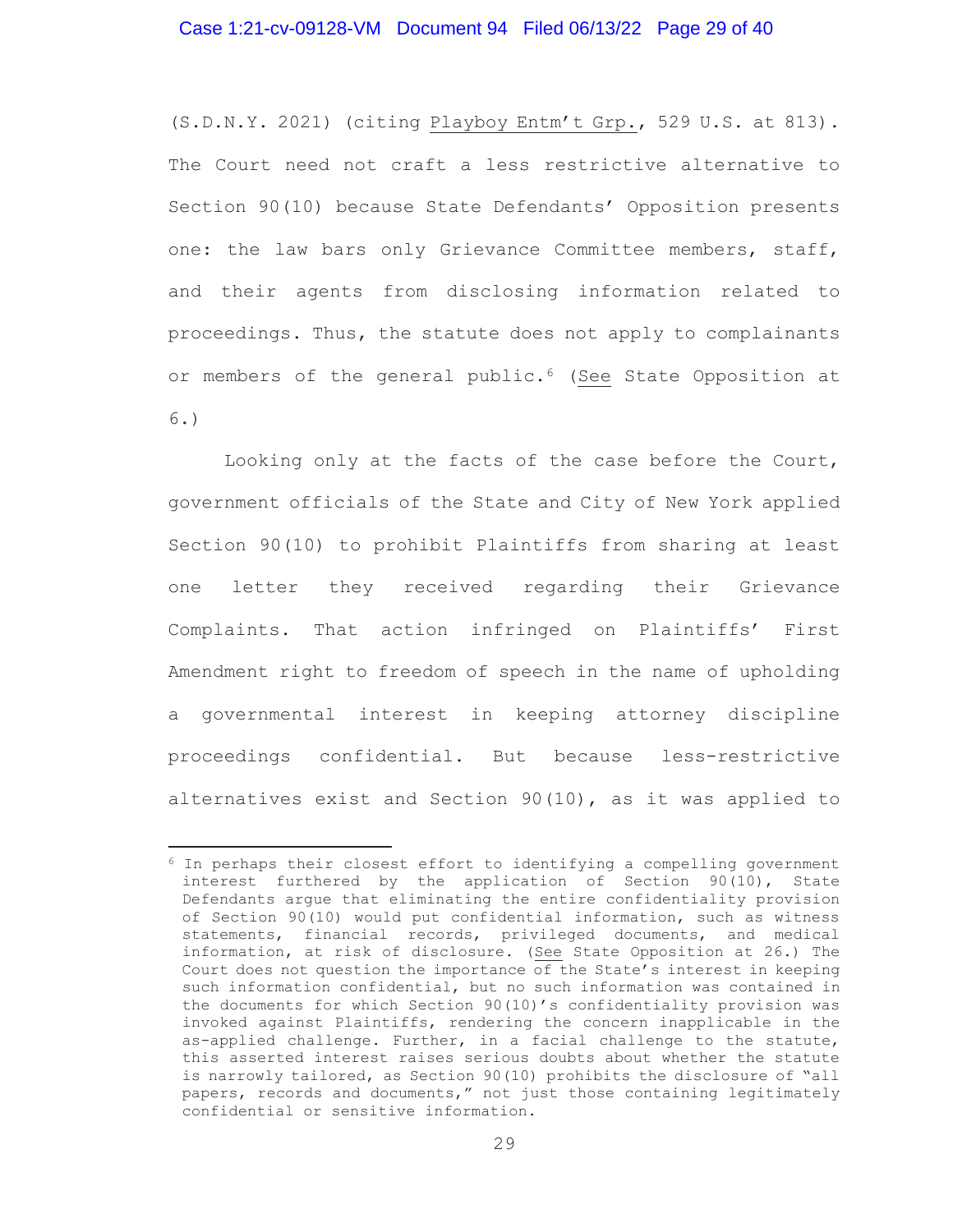(S.D.N.Y. 2021) (citing Playboy Entm't Grp., 529 U.S. at 813). The Court need not craft a less restrictive alternative to Section 90(10) because State Defendants' Opposition presents one: the law bars only Grievance Committee members, staff, and their agents from disclosing information related to proceedings. Thus, the statute does not apply to complainants or members of the general public.[6] (See State Opposition at 6.)

Looking only at the facts of the case before the Court, government officials of the State and City of New York applied Section 90(10) to prohibit Plaintiffs from sharing at least one letter they received regarding their Grievance Complaints. That action infringed on Plaintiffs' First Amendment right to freedom of speech in the name of upholding a governmental interest in keeping attorney discipline proceedings confidential. But because less-restrictive alternatives exist and Section 90(10), as it was applied to

---

[6] In perhaps their closest effort to identifying a compelling government interest furthered by the application of Section 90(10), State Defendants argue that eliminating the entire confidentiality provision of Section 90(10) would put confidential information, such as witness statements, financial records, privileged documents, and medical information, at risk of disclosure. (See State Opposition at 26.) The Court does not question the importance of the State's interest in keeping such information confidential, but no such information was contained in the documents for which Section 90(10)'s confidentiality provision was invoked against Plaintiffs, rendering the concern inapplicable in the as-applied challenge. Further, in a facial challenge to the statute, this asserted interest raises serious doubts about whether the statute is narrowly tailored, as Section 90(10) prohibits the disclosure of "all papers, records and documents," not just those containing legitimately confidential or sensitive information.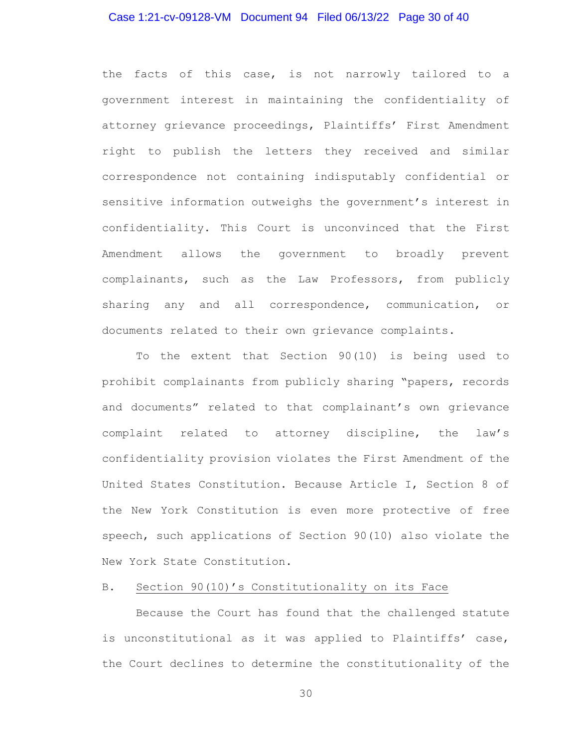the facts of this case, is not narrowly tailored to a government interest in maintaining the confidentiality of attorney grievance proceedings, Plaintiffs' First Amendment right to publish the letters they received and similar correspondence not containing indisputably confidential or sensitive information outweighs the government's interest in confidentiality. This Court is unconvinced that the First Amendment allows the government to broadly prevent complainants, such as the Law Professors, from publicly sharing any and all correspondence, communication, or documents related to their own grievance complaints.

To the extent that Section 90(10) is being used to prohibit complainants from publicly sharing "papers, records and documents" related to that complainant's own grievance complaint related to attorney discipline, the law's confidentiality provision violates the First Amendment of the United States Constitution. Because Article I, Section 8 of the New York Constitution is even more protective of free speech, such applications of Section 90(10) also violate the New York State Constitution.

B. Section 90(10)'s Constitutionality on its Face

Because the Court has found that the challenged statute is unconstitutional as it was applied to Plaintiffs' case, the Court declines to determine the constitutionality of the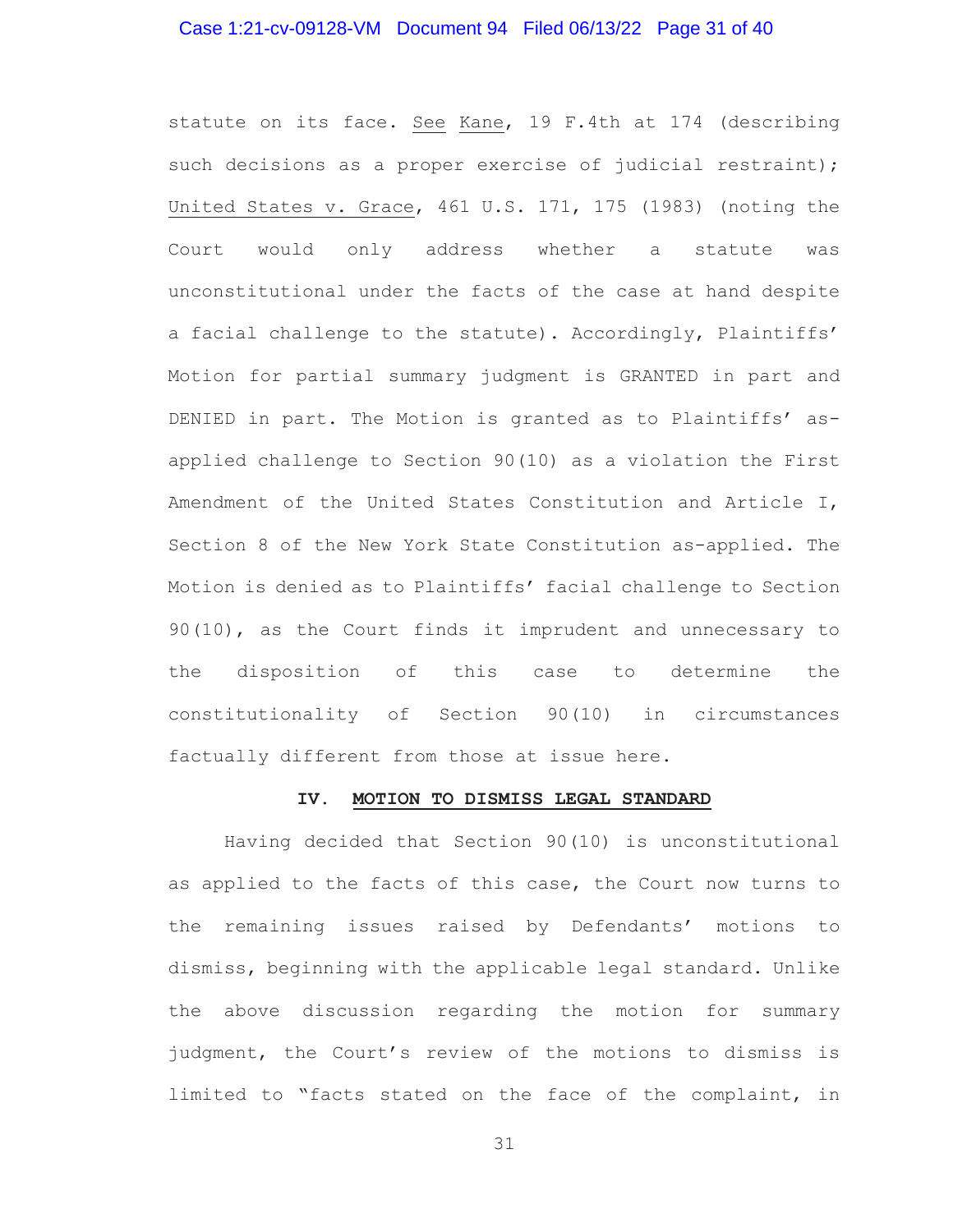statute on its face. See Kane, 19 F.4th at 174 (describing such decisions as a proper exercise of judicial restraint); United States v. Grace, 461 U.S. 171, 175 (1983) (noting the Court would only address whether a statute was unconstitutional under the facts of the case at hand despite a facial challenge to the statute). Accordingly, Plaintiffs' Motion for partial summary judgment is GRANTED in part and DENIED in part. The Motion is granted as to Plaintiffs' as-applied challenge to Section 90(10) as a violation the First Amendment of the United States Constitution and Article I, Section 8 of the New York State Constitution as-applied. The Motion is denied as to Plaintiffs' facial challenge to Section 90(10), as the Court finds it imprudent and unnecessary to the disposition of this case to determine the constitutionality of Section 90(10) in circumstances factually different from those at issue here.

## IV. MOTION TO DISMISS LEGAL STANDARD

Having decided that Section 90(10) is unconstitutional as applied to the facts of this case, the Court now turns to the remaining issues raised by Defendants' motions to dismiss, beginning with the applicable legal standard. Unlike the above discussion regarding the motion for summary judgment, the Court's review of the motions to dismiss is limited to "facts stated on the face of the complaint, in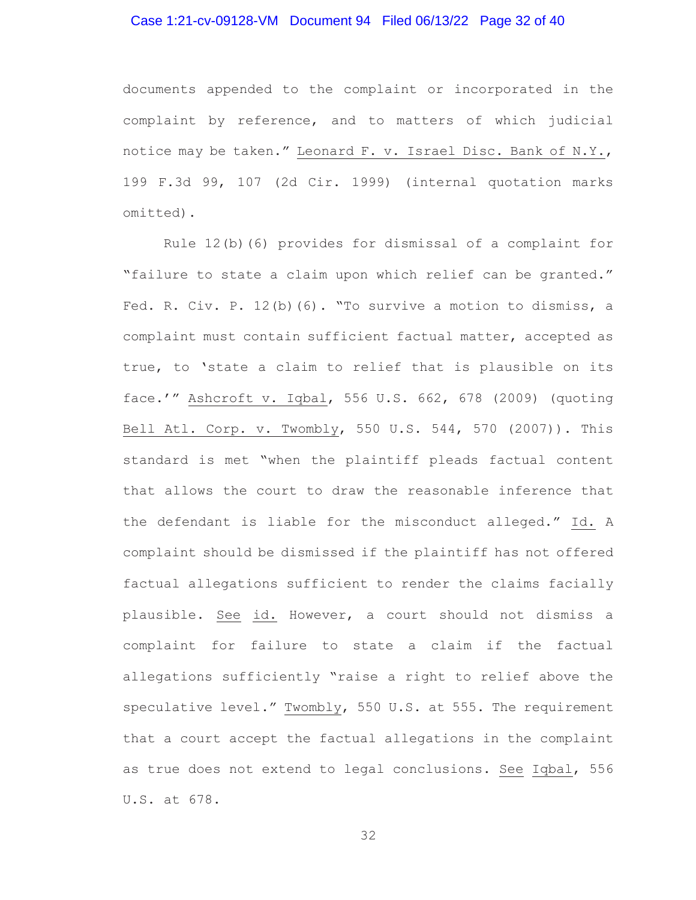documents appended to the complaint or incorporated in the complaint by reference, and to matters of which judicial notice may be taken." Leonard F. v. Israel Disc. Bank of N.Y., 199 F.3d 99, 107 (2d Cir. 1999) (internal quotation marks omitted).

Rule 12(b)(6) provides for dismissal of a complaint for "failure to state a claim upon which relief can be granted." Fed. R. Civ. P. 12(b)(6). "To survive a motion to dismiss, a complaint must contain sufficient factual matter, accepted as true, to 'state a claim to relief that is plausible on its face.'" Ashcroft v. Iqbal, 556 U.S. 662, 678 (2009) (quoting Bell Atl. Corp. v. Twombly, 550 U.S. 544, 570 (2007)). This standard is met "when the plaintiff pleads factual content that allows the court to draw the reasonable inference that the defendant is liable for the misconduct alleged." Id. A complaint should be dismissed if the plaintiff has not offered factual allegations sufficient to render the claims facially plausible. See id. However, a court should not dismiss a complaint for failure to state a claim if the factual allegations sufficiently "raise a right to relief above the speculative level." Twombly, 550 U.S. at 555. The requirement that a court accept the factual allegations in the complaint as true does not extend to legal conclusions. See Iqbal, 556 U.S. at 678.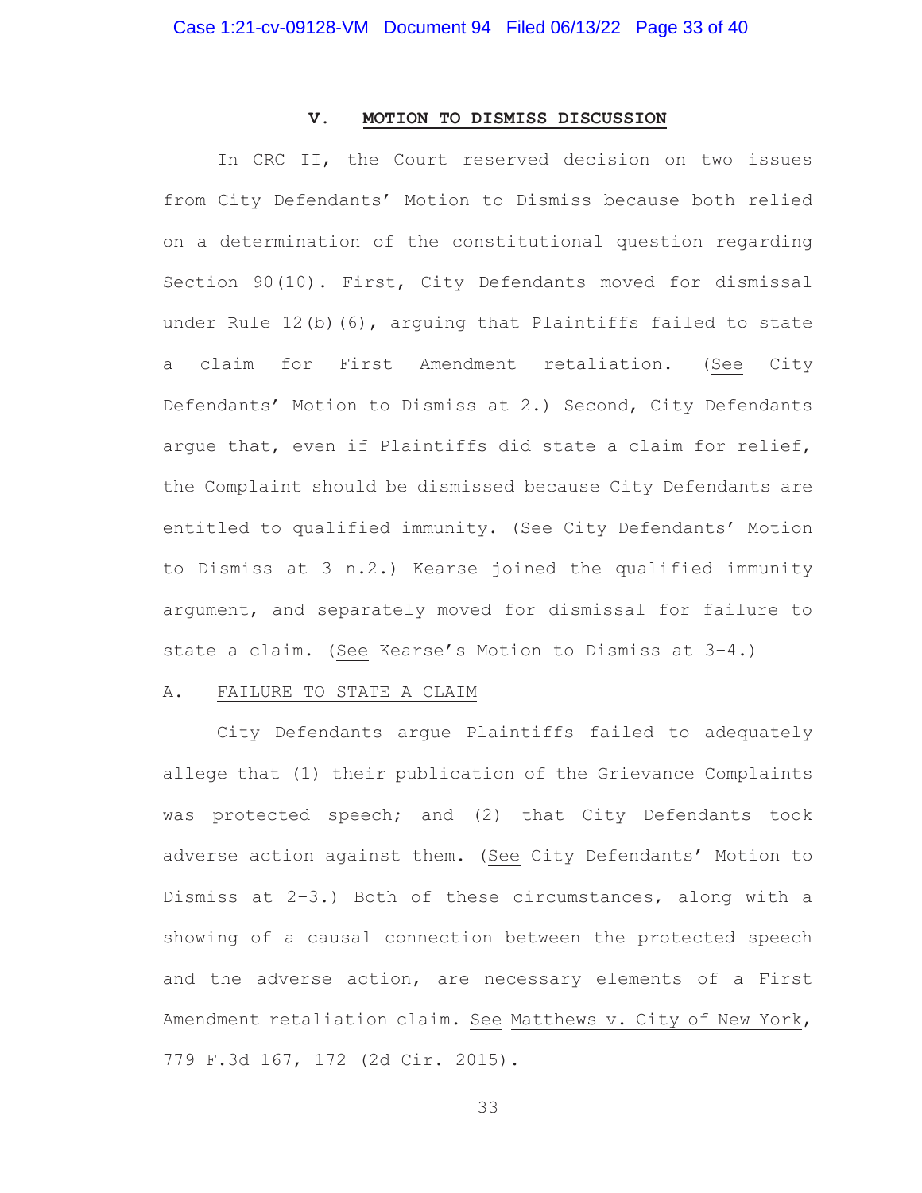## V. MOTION TO DISMISS DISCUSSION

In CRC II, the Court reserved decision on two issues from City Defendants' Motion to Dismiss because both relied on a determination of the constitutional question regarding Section 90(10). First, City Defendants moved for dismissal under Rule 12(b)(6), arguing that Plaintiffs failed to state a claim for First Amendment retaliation. (See City Defendants' Motion to Dismiss at 2.) Second, City Defendants argue that, even if Plaintiffs did state a claim for relief, the Complaint should be dismissed because City Defendants are entitled to qualified immunity. (See City Defendants' Motion to Dismiss at 3 n.2.) Kearse joined the qualified immunity argument, and separately moved for dismissal for failure to state a claim. (See Kearse's Motion to Dismiss at 3–4.)

### A. FAILURE TO STATE A CLAIM

City Defendants argue Plaintiffs failed to adequately allege that (1) their publication of the Grievance Complaints was protected speech; and (2) that City Defendants took adverse action against them. (See City Defendants' Motion to Dismiss at 2–3.) Both of these circumstances, along with a showing of a causal connection between the protected speech and the adverse action, are necessary elements of a First Amendment retaliation claim. See Matthews v. City of New York, 779 F.3d 167, 172 (2d Cir. 2015).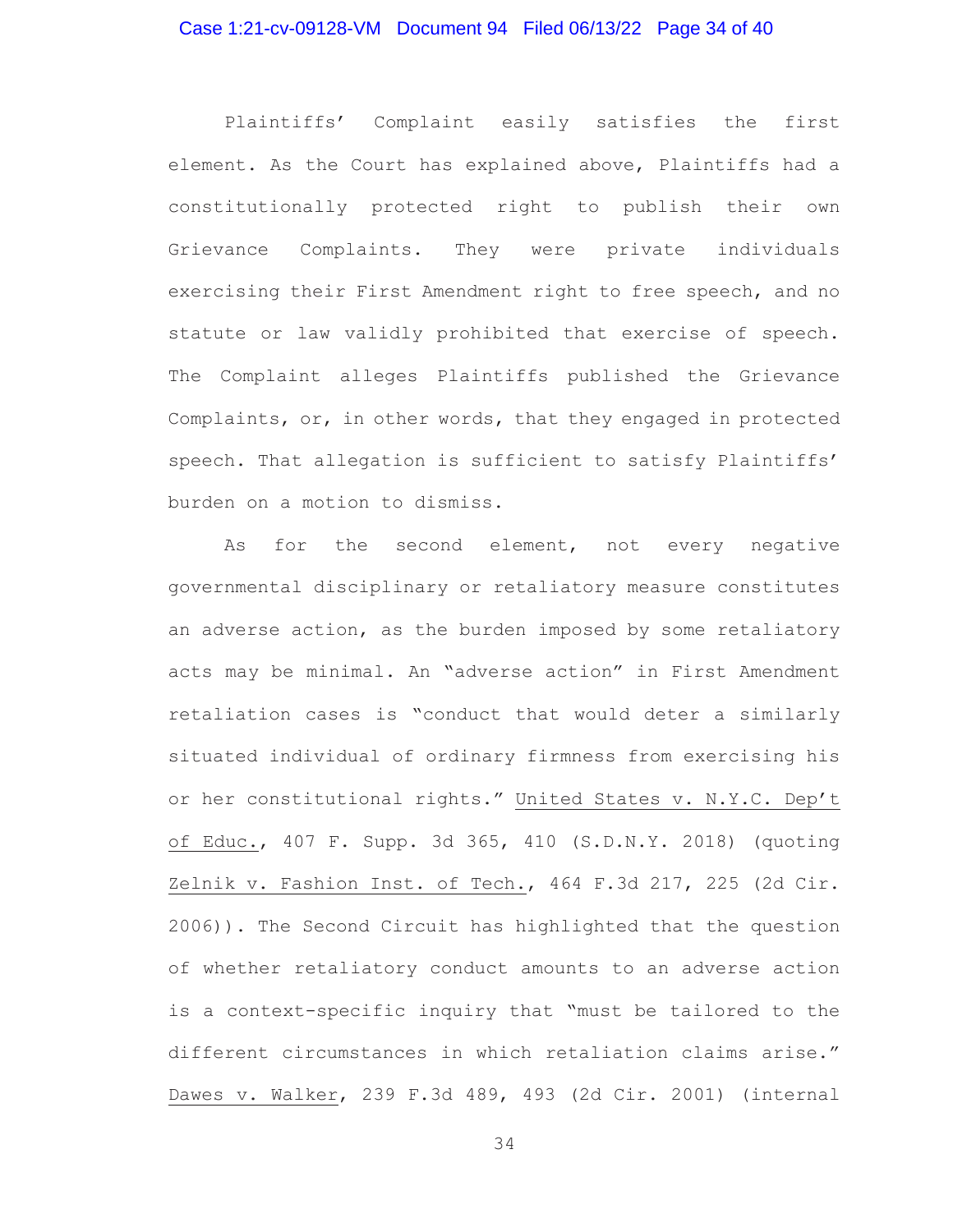Plaintiffs' Complaint easily satisfies the first element. As the Court has explained above, Plaintiffs had a constitutionally protected right to publish their own Grievance Complaints. They were private individuals exercising their First Amendment right to free speech, and no statute or law validly prohibited that exercise of speech. The Complaint alleges Plaintiffs published the Grievance Complaints, or, in other words, that they engaged in protected speech. That allegation is sufficient to satisfy Plaintiffs' burden on a motion to dismiss.

As for the second element, not every negative governmental disciplinary or retaliatory measure constitutes an adverse action, as the burden imposed by some retaliatory acts may be minimal. An "adverse action" in First Amendment retaliation cases is "conduct that would deter a similarly situated individual of ordinary firmness from exercising his or her constitutional rights." United States v. N.Y.C. Dep't of Educ., 407 F. Supp. 3d 365, 410 (S.D.N.Y. 2018) (quoting Zelnik v. Fashion Inst. of Tech., 464 F.3d 217, 225 (2d Cir. 2006)). The Second Circuit has highlighted that the question of whether retaliatory conduct amounts to an adverse action is a context-specific inquiry that "must be tailored to the different circumstances in which retaliation claims arise." Dawes v. Walker, 239 F.3d 489, 493 (2d Cir. 2001) (internal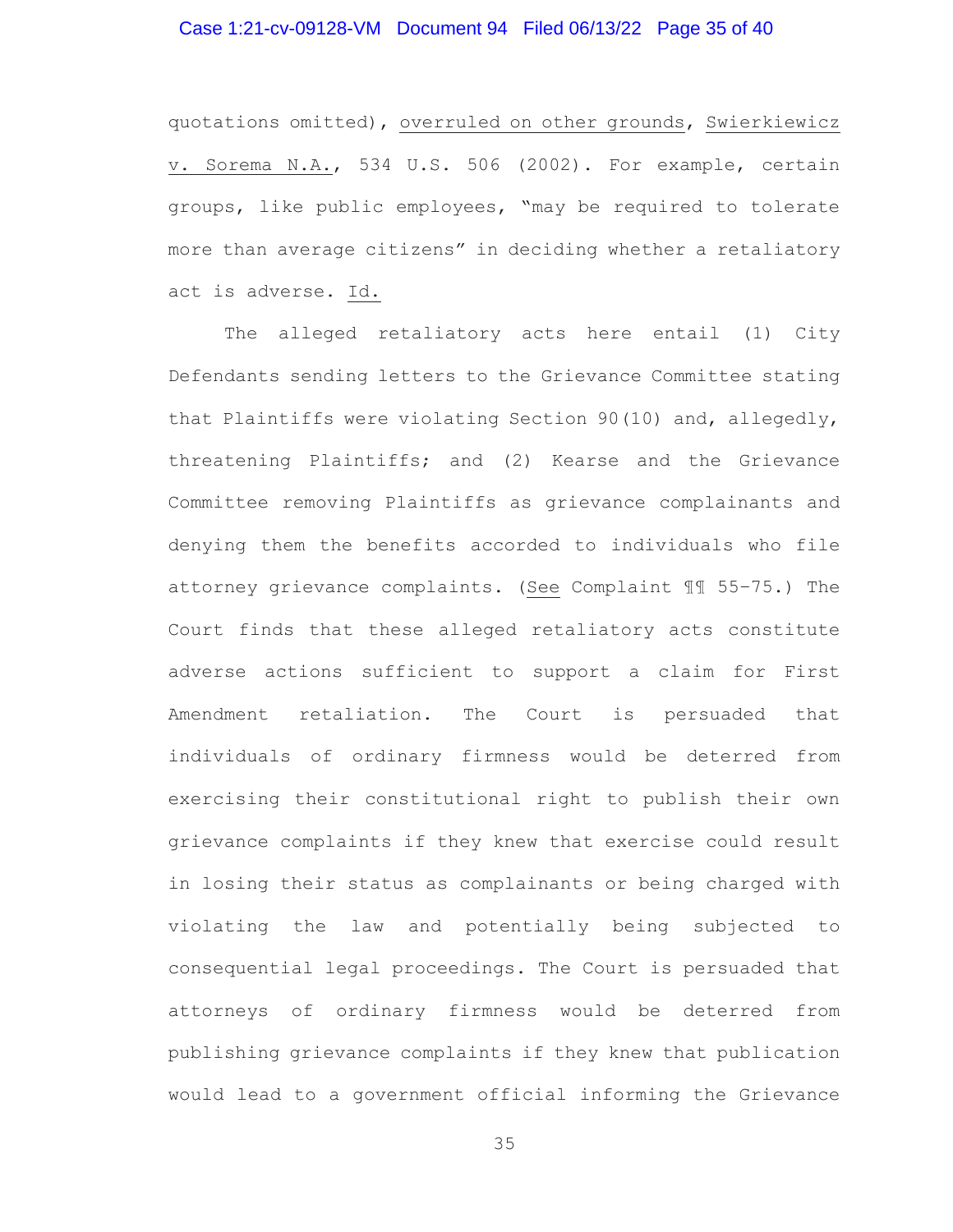quotations omitted), overruled on other grounds, Swierkiewicz v. Sorema N.A., 534 U.S. 506 (2002). For example, certain groups, like public employees, "may be required to tolerate more than average citizens" in deciding whether a retaliatory act is adverse. Id.

The alleged retaliatory acts here entail (1) City Defendants sending letters to the Grievance Committee stating that Plaintiffs were violating Section 90(10) and, allegedly, threatening Plaintiffs; and (2) Kearse and the Grievance Committee removing Plaintiffs as grievance complainants and denying them the benefits accorded to individuals who file attorney grievance complaints. (See Complaint ¶¶ 55-75.) The Court finds that these alleged retaliatory acts constitute adverse actions sufficient to support a claim for First Amendment retaliation. The Court is persuaded that individuals of ordinary firmness would be deterred from exercising their constitutional right to publish their own grievance complaints if they knew that exercise could result in losing their status as complainants or being charged with violating the law and potentially being subjected to consequential legal proceedings. The Court is persuaded that attorneys of ordinary firmness would be deterred from publishing grievance complaints if they knew that publication would lead to a government official informing the Grievance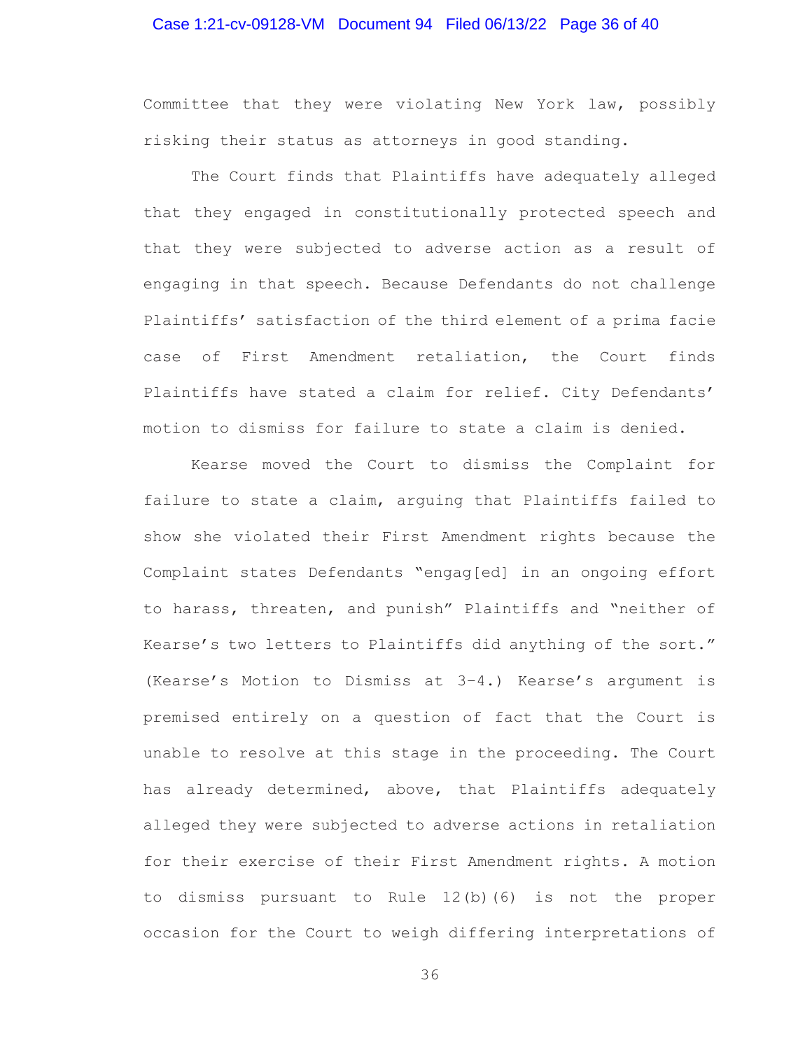Committee that they were violating New York law, possibly risking their status as attorneys in good standing.

The Court finds that Plaintiffs have adequately alleged that they engaged in constitutionally protected speech and that they were subjected to adverse action as a result of engaging in that speech. Because Defendants do not challenge Plaintiffs' satisfaction of the third element of a prima facie case of First Amendment retaliation, the Court finds Plaintiffs have stated a claim for relief. City Defendants' motion to dismiss for failure to state a claim is denied.

Kearse moved the Court to dismiss the Complaint for failure to state a claim, arguing that Plaintiffs failed to show she violated their First Amendment rights because the Complaint states Defendants "engag[ed] in an ongoing effort to harass, threaten, and punish" Plaintiffs and "neither of Kearse's two letters to Plaintiffs did anything of the sort." (Kearse's Motion to Dismiss at 3-4.) Kearse's argument is premised entirely on a question of fact that the Court is unable to resolve at this stage in the proceeding. The Court has already determined, above, that Plaintiffs adequately alleged they were subjected to adverse actions in retaliation for their exercise of their First Amendment rights. A motion to dismiss pursuant to Rule 12(b)(6) is not the proper occasion for the Court to weigh differing interpretations of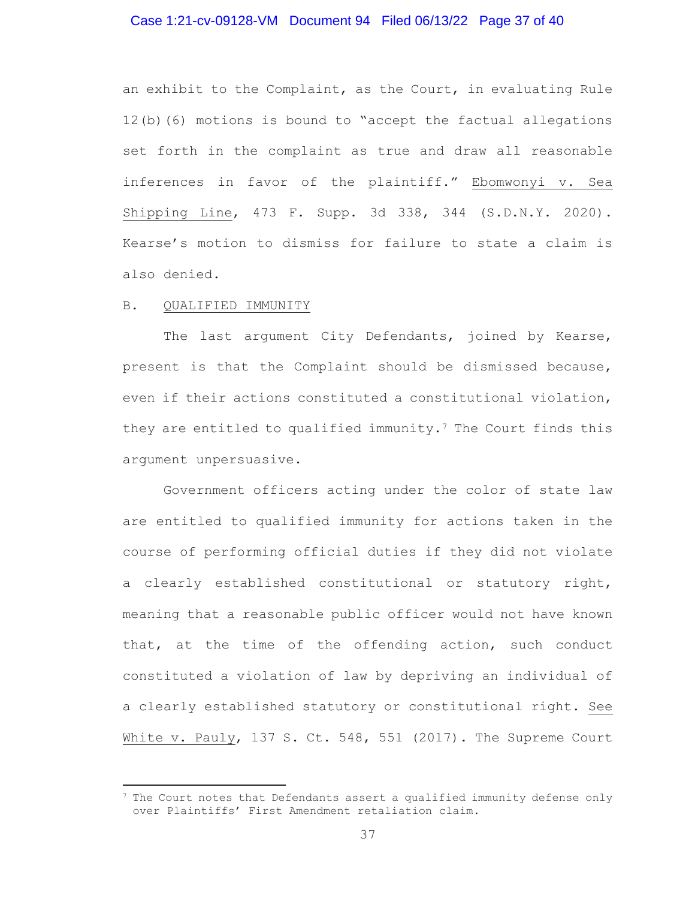an exhibit to the Complaint, as the Court, in evaluating Rule 12(b)(6) motions is bound to "accept the factual allegations set forth in the complaint as true and draw all reasonable inferences in favor of the plaintiff." Ebomwonyi v. Sea Shipping Line, 473 F. Supp. 3d 338, 344 (S.D.N.Y. 2020). Kearse's motion to dismiss for failure to state a claim is also denied.

B. QUALIFIED IMMUNITY

The last argument City Defendants, joined by Kearse, present is that the Complaint should be dismissed because, even if their actions constituted a constitutional violation, they are entitled to qualified immunity.[7] The Court finds this argument unpersuasive.

Government officers acting under the color of state law are entitled to qualified immunity for actions taken in the course of performing official duties if they did not violate a clearly established constitutional or statutory right, meaning that a reasonable public officer would not have known that, at the time of the offending action, such conduct constituted a violation of law by depriving an individual of a clearly established statutory or constitutional right. See White v. Pauly, 137 S. Ct. 548, 551 (2017). The Supreme Court

---

[7] The Court notes that Defendants assert a qualified immunity defense only over Plaintiffs' First Amendment retaliation claim.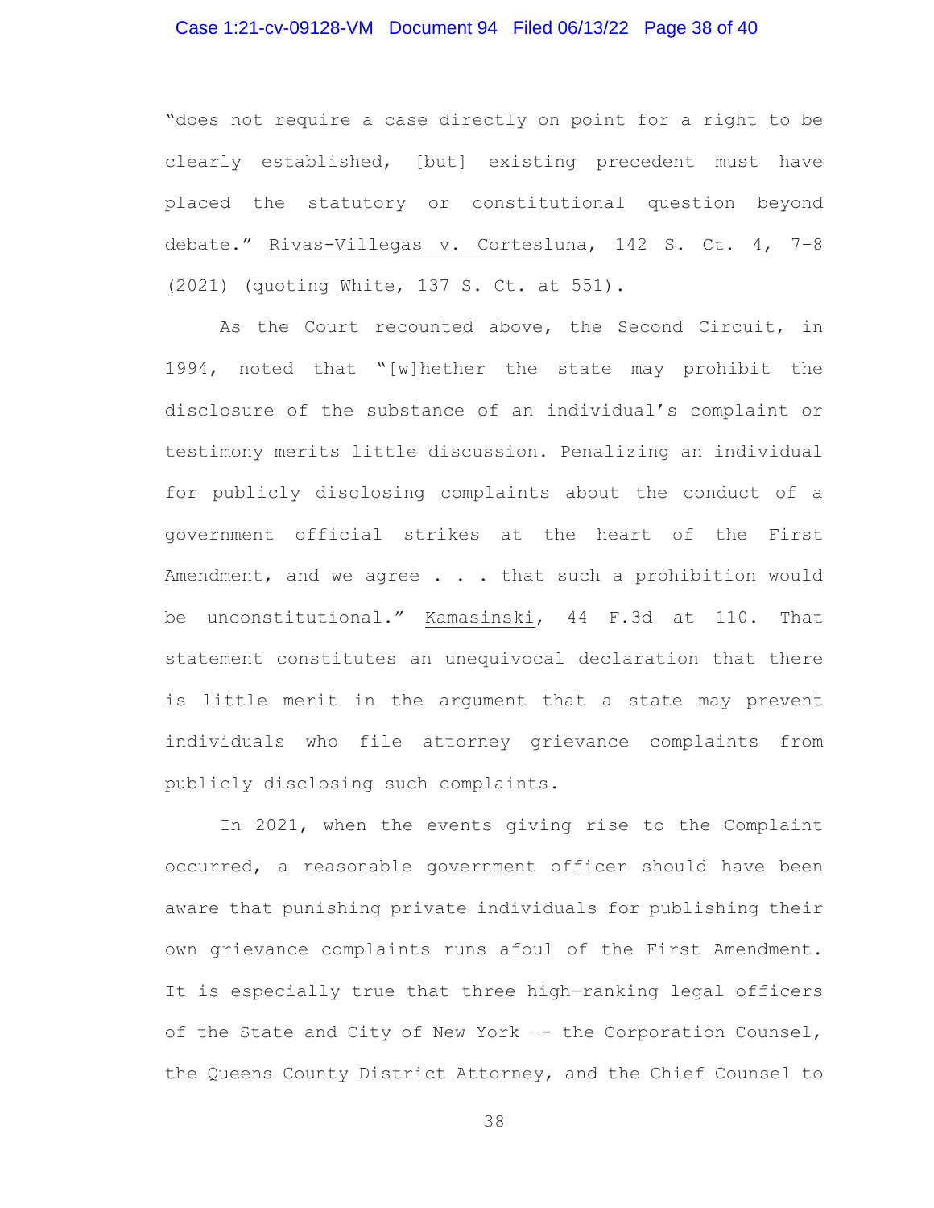"does not require a case directly on point for a right to be clearly established, [but] existing precedent must have placed the statutory or constitutional question beyond debate." Rivas-Villegas v. Cortesluna, 142 S. Ct. 4, 7–8 (2021) (quoting White, 137 S. Ct. at 551).

As the Court recounted above, the Second Circuit, in 1994, noted that "[w]hether the state may prohibit the disclosure of the substance of an individual's complaint or testimony merits little discussion. Penalizing an individual for publicly disclosing complaints about the conduct of a government official strikes at the heart of the First Amendment, and we agree . . . that such a prohibition would be unconstitutional." Kamasinski, 44 F.3d at 110. That statement constitutes an unequivocal declaration that there is little merit in the argument that a state may prevent individuals who file attorney grievance complaints from publicly disclosing such complaints.

In 2021, when the events giving rise to the Complaint occurred, a reasonable government officer should have been aware that punishing private individuals for publishing their own grievance complaints runs afoul of the First Amendment. It is especially true that three high-ranking legal officers of the State and City of New York -- the Corporation Counsel, the Queens County District Attorney, and the Chief Counsel to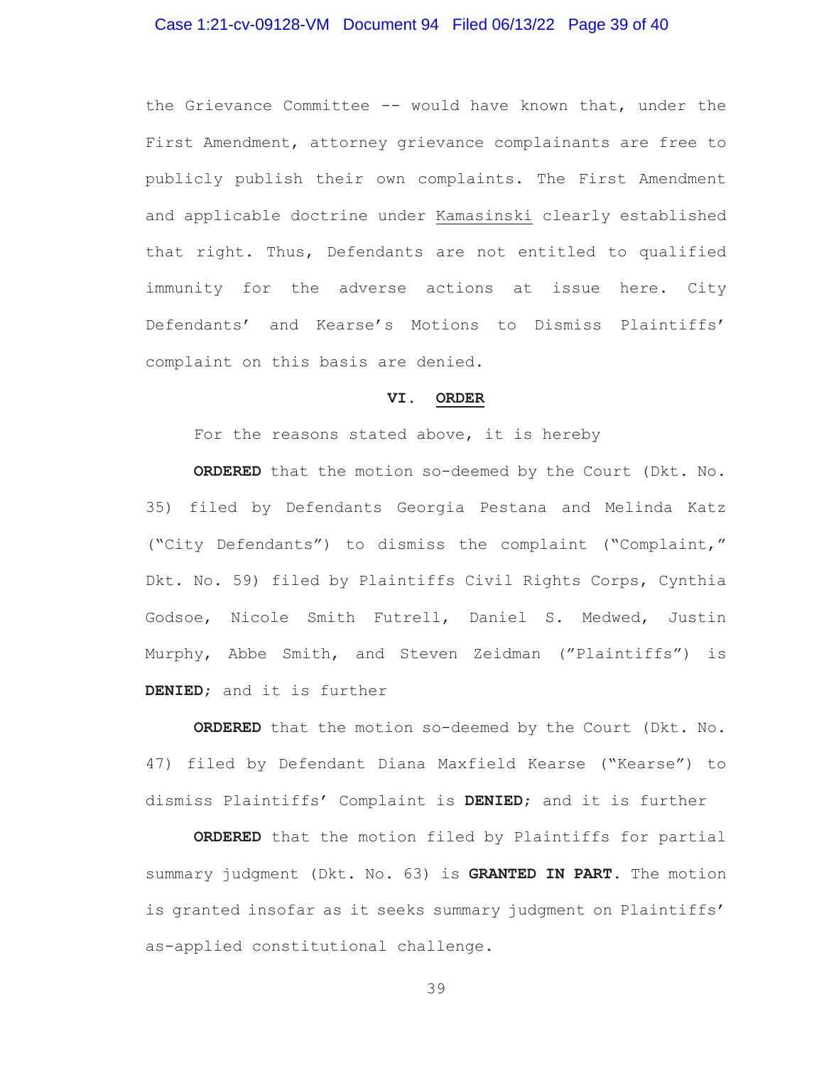the Grievance Committee -- would have known that, under the First Amendment, attorney grievance complainants are free to publicly publish their own complaints. The First Amendment and applicable doctrine under Kamasinski clearly established that right. Thus, Defendants are not entitled to qualified immunity for the adverse actions at issue here. City Defendants' and Kearse's Motions to Dismiss Plaintiffs' complaint on this basis are denied.

## VI. ORDER

For the reasons stated above, it is hereby

**ORDERED** that the motion so-deemed by the Court (Dkt. No. 35) filed by Defendants Georgia Pestana and Melinda Katz ("City Defendants") to dismiss the complaint ("Complaint," Dkt. No. 59) filed by Plaintiffs Civil Rights Corps, Cynthia Godsoe, Nicole Smith Futrell, Daniel S. Medwed, Justin Murphy, Abbe Smith, and Steven Zeidman ("Plaintiffs") is **DENIED**; and it is further

**ORDERED** that the motion so-deemed by the Court (Dkt. No. 47) filed by Defendant Diana Maxfield Kearse ("Kearse") to dismiss Plaintiffs' Complaint is **DENIED**; and it is further

**ORDERED** that the motion filed by Plaintiffs for partial summary judgment (Dkt. No. 63) is **GRANTED IN PART**. The motion is granted insofar as it seeks summary judgment on Plaintiffs' as-applied constitutional challenge.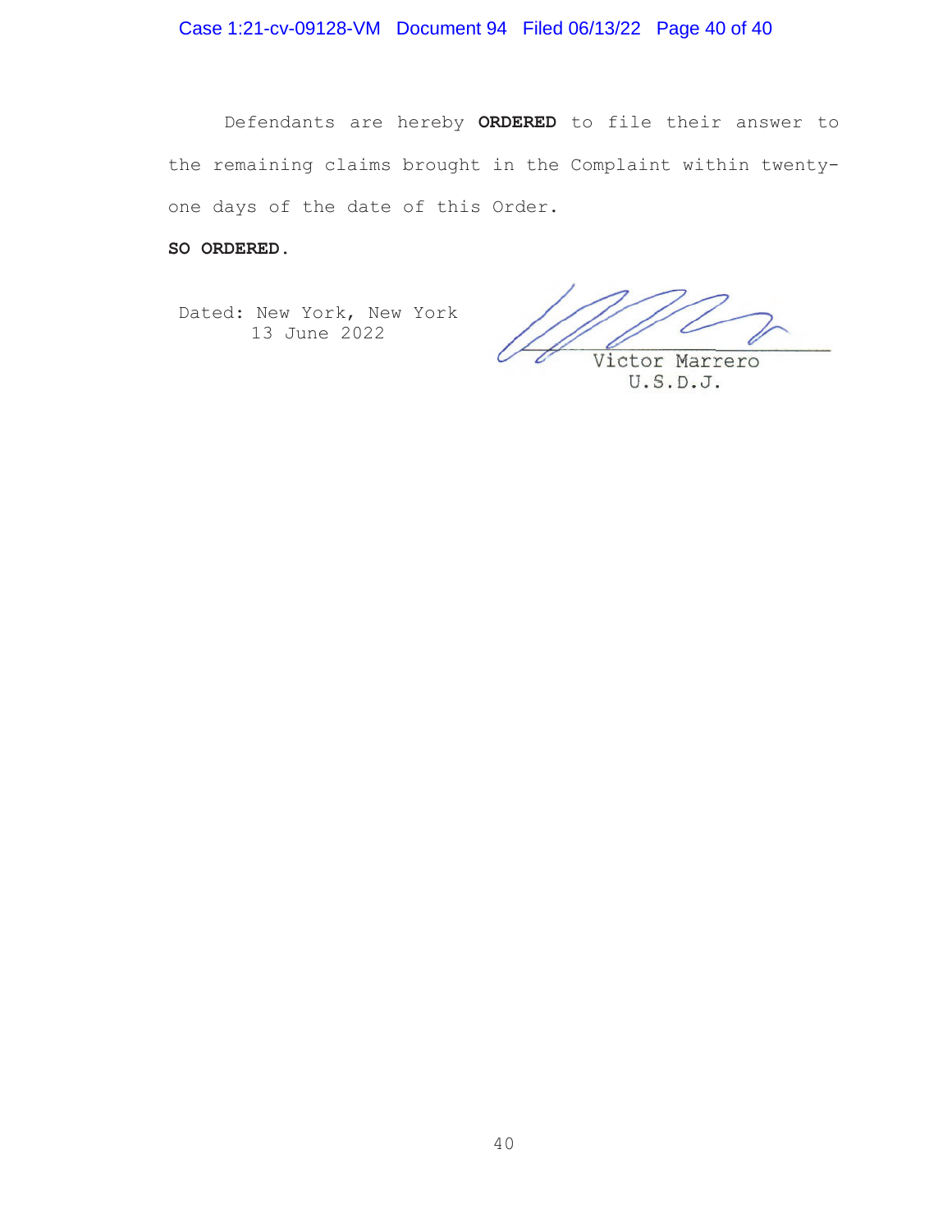Defendants are hereby **ORDERED** to file their answer to the remaining claims brought in the Complaint within twenty-one days of the date of this Order.

**SO ORDERED.**

Dated: New York, New York
13 June 2022

Victor Marrero
U.S.D.J.